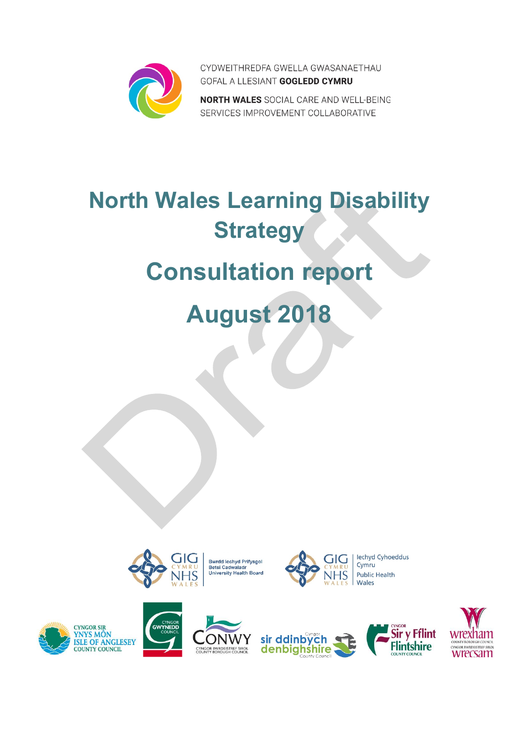CYDWEITHREDFA GWELLA GWASANAETHAU GOFAL A LLESIANT **GOGLEDD CYMRU**

**NORTH WALES** SOCIAL CARE AND WELL-BEING SERVICES IMPROVEMENT COLLABORATIVE

# North Wales Learning Disability Strategy

# Consultation report

# August 2018

Draft

GIG CYMRU NHS WALES Bwrdd Iechyd Prifysgol Betsi Cadwaladr University Health Board

GIG CYMRU NHS WALES Iechyd Cyhoeddus Cymru Public Health Wales

CYNGOR SIR YNYS MÔN ISLE OF ANGLESEY COUNTY COUNCIL

CYNGOR GWYNEDD COUNCIL

CONWY CYNGOR BWRDEISTREF SIROL COUNTY BOROUGH COUNCIL

Cyngor sir ddinbych denbighshire County Council

CYNGOR Sir y Fflint Flintshire COUNTY COUNCIL

wrexham COUNTY BOROUGH COUNCIL CYNGOR BWRDEISTREF SIROL wrecsam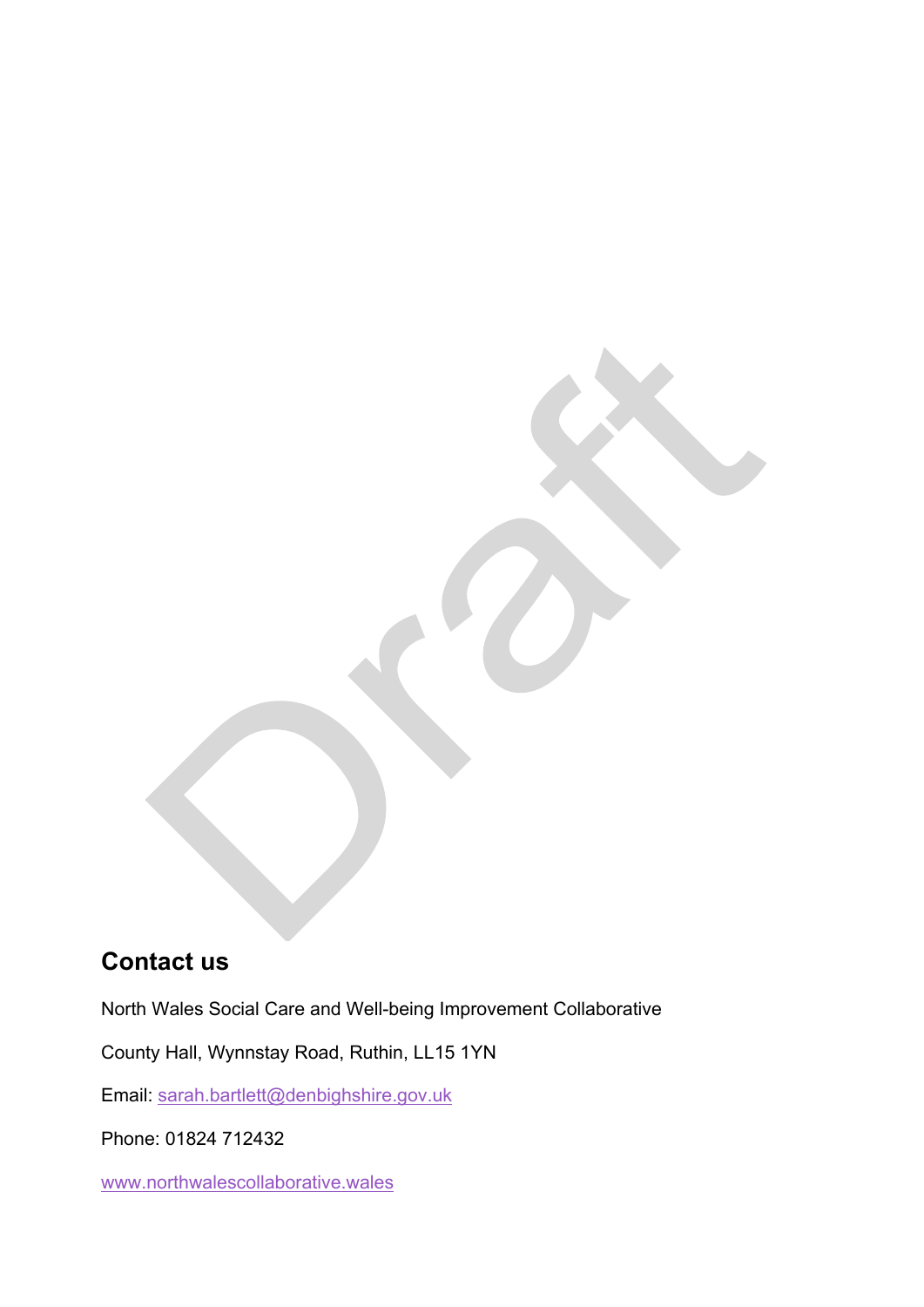## Contact us

North Wales Social Care and Well-being Improvement Collaborative

County Hall, Wynnstay Road, Ruthin, LL15 1YN

Email: [sarah.bartlett@denbighshire.gov.uk](mailto:sarah.bartlett@denbighshire.gov.uk)

Phone: 01824 712432

[www.northwalescollaborative.wales](http://www.northwalescollaborative.wales)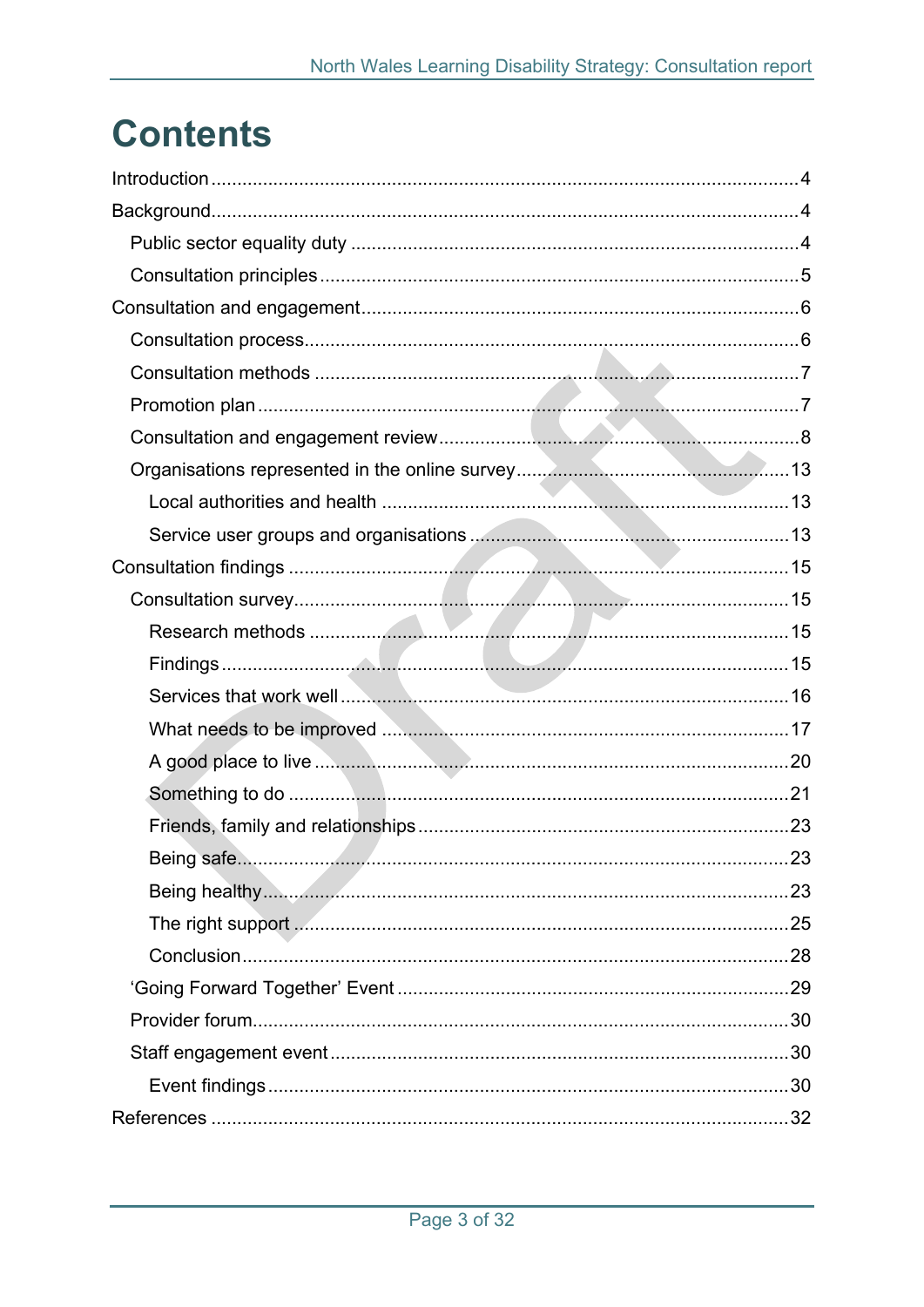# Contents

- Introduction ... 4
- Background ... 4
  - Public sector equality duty ... 4
  - Consultation principles ... 5
- Consultation and engagement ... 6
  - Consultation process ... 6
  - Consultation methods ... 7
  - Promotion plan ... 7
  - Consultation and engagement review ... 8
  - Organisations represented in the online survey ... 13
    - Local authorities and health ... 13
    - Service user groups and organisations ... 13
- Consultation findings ... 15
  - Consultation survey ... 15
    - Research methods ... 15
    - Findings ... 15
    - Services that work well ... 16
    - What needs to be improved ... 17
    - A good place to live ... 20
    - Something to do ... 21
    - Friends, family and relationships ... 23
    - Being safe ... 23
    - Being healthy ... 23
    - The right support ... 25
    - Conclusion ... 28
  - 'Going Forward Together' Event ... 29
  - Provider forum ... 30
  - Staff engagement event ... 30
    - Event findings ... 30
- References ... 32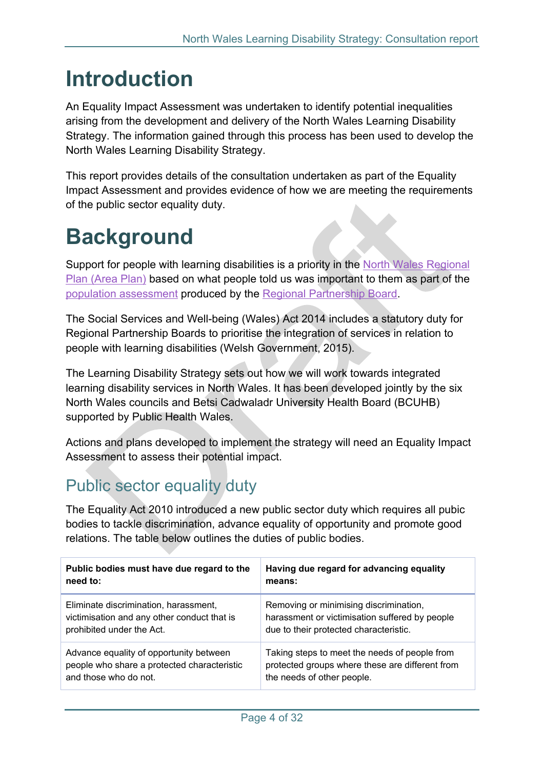# Introduction

An Equality Impact Assessment was undertaken to identify potential inequalities arising from the development and delivery of the North Wales Learning Disability Strategy. The information gained through this process has been used to develop the North Wales Learning Disability Strategy.

This report provides details of the consultation undertaken as part of the Equality Impact Assessment and provides evidence of how we are meeting the requirements of the public sector equality duty.

# Background

Support for people with learning disabilities is a priority in the North Wales Regional Plan (Area Plan) based on what people told us was important to them as part of the population assessment produced by the Regional Partnership Board.

The Social Services and Well-being (Wales) Act 2014 includes a statutory duty for Regional Partnership Boards to prioritise the integration of services in relation to people with learning disabilities (Welsh Government, 2015).

The Learning Disability Strategy sets out how we will work towards integrated learning disability services in North Wales. It has been developed jointly by the six North Wales councils and Betsi Cadwaladr University Health Board (BCUHB) supported by Public Health Wales.

Actions and plans developed to implement the strategy will need an Equality Impact Assessment to assess their potential impact.

## Public sector equality duty

The Equality Act 2010 introduced a new public sector duty which requires all pubic bodies to tackle discrimination, advance equality of opportunity and promote good relations. The table below outlines the duties of public bodies.

| Public bodies must have due regard to the need to: | Having due regard for advancing equality means: |
|---|---|
| Eliminate discrimination, harassment, victimisation and any other conduct that is prohibited under the Act. | Removing or minimising discrimination, harassment or victimisation suffered by people due to their protected characteristic. |
| Advance equality of opportunity between people who share a protected characteristic and those who do not. | Taking steps to meet the needs of people from protected groups where these are different from the needs of other people. |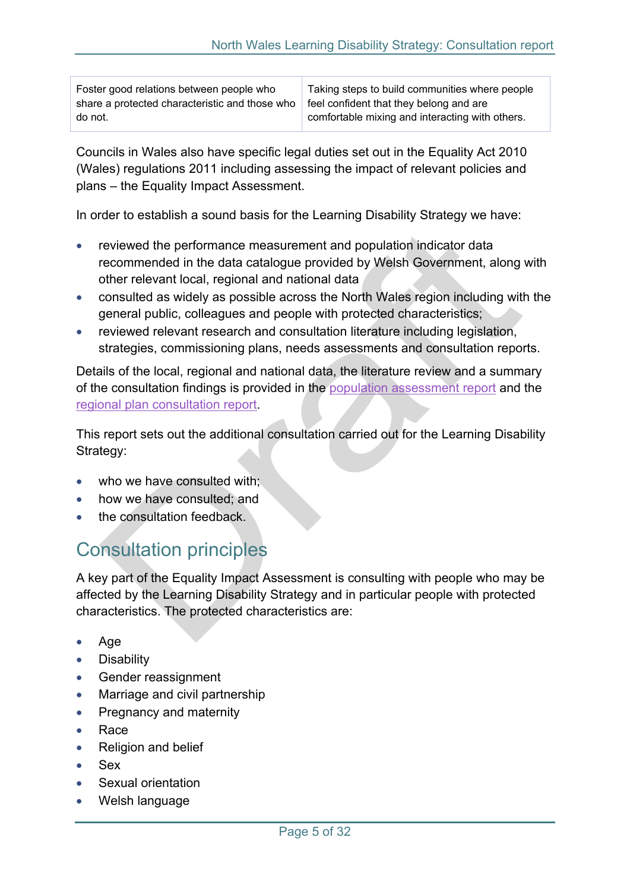| Foster good relations between people who share a protected characteristic and those who do not. | Taking steps to build communities where people feel confident that they belong and are comfortable mixing and interacting with others. |
|---|---|

Councils in Wales also have specific legal duties set out in the Equality Act 2010 (Wales) regulations 2011 including assessing the impact of relevant policies and plans – the Equality Impact Assessment.

In order to establish a sound basis for the Learning Disability Strategy we have:

- reviewed the performance measurement and population indicator data recommended in the data catalogue provided by Welsh Government, along with other relevant local, regional and national data
- consulted as widely as possible across the North Wales region including with the general public, colleagues and people with protected characteristics;
- reviewed relevant research and consultation literature including legislation, strategies, commissioning plans, needs assessments and consultation reports.

Details of the local, regional and national data, the literature review and a summary of the consultation findings is provided in the population assessment report and the regional plan consultation report.

This report sets out the additional consultation carried out for the Learning Disability Strategy:

- who we have consulted with;
- how we have consulted; and
- the consultation feedback.

## Consultation principles

A key part of the Equality Impact Assessment is consulting with people who may be affected by the Learning Disability Strategy and in particular people with protected characteristics. The protected characteristics are:

- Age
- Disability
- Gender reassignment
- Marriage and civil partnership
- Pregnancy and maternity
- Race
- Religion and belief
- Sex
- Sexual orientation
- Welsh language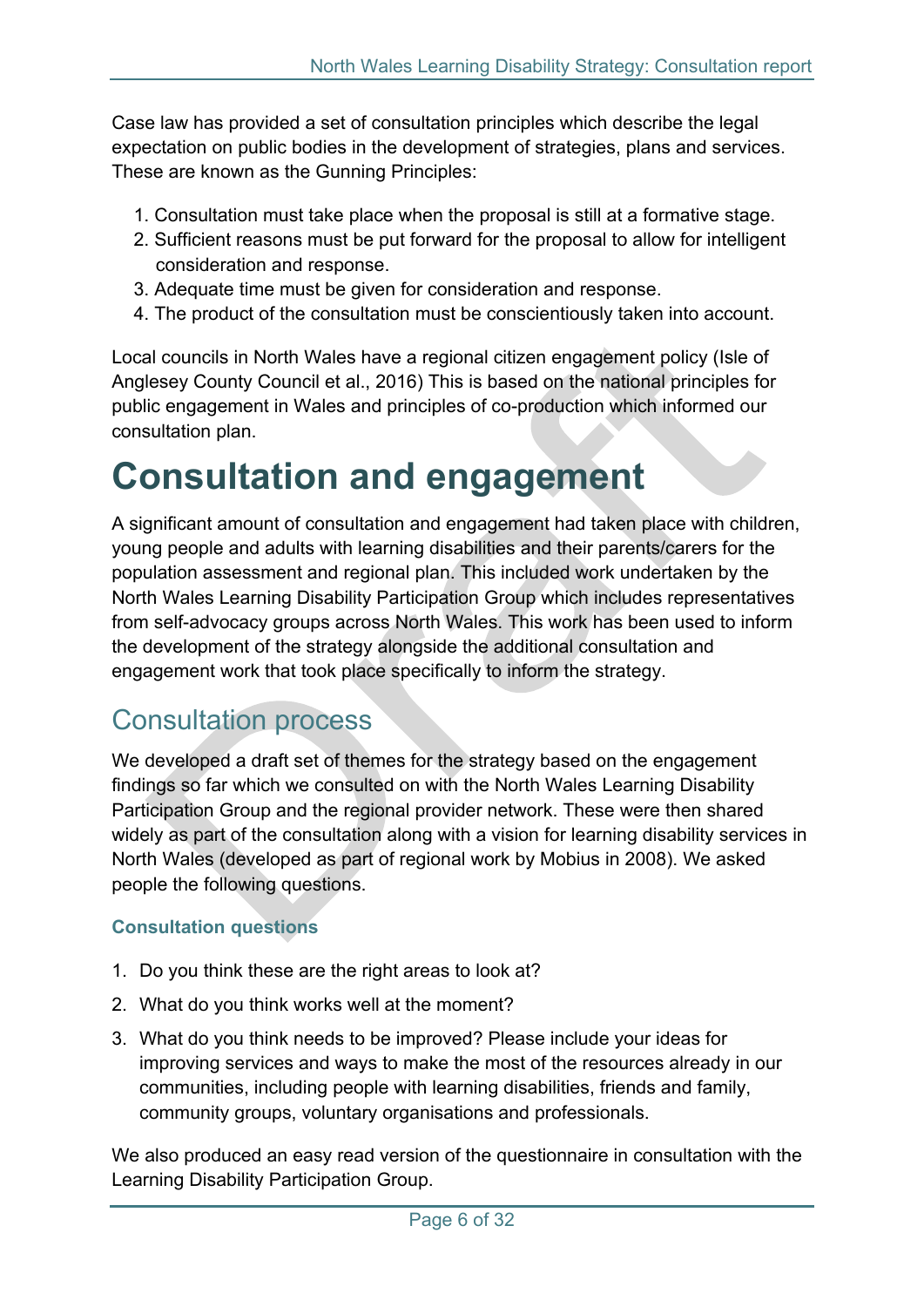Case law has provided a set of consultation principles which describe the legal expectation on public bodies in the development of strategies, plans and services. These are known as the Gunning Principles:

1. Consultation must take place when the proposal is still at a formative stage.
2. Sufficient reasons must be put forward for the proposal to allow for intelligent consideration and response.
3. Adequate time must be given for consideration and response.
4. The product of the consultation must be conscientiously taken into account.

Local councils in North Wales have a regional citizen engagement policy (Isle of Anglesey County Council et al., 2016) This is based on the national principles for public engagement in Wales and principles of co-production which informed our consultation plan.

# Consultation and engagement

A significant amount of consultation and engagement had taken place with children, young people and adults with learning disabilities and their parents/carers for the population assessment and regional plan. This included work undertaken by the North Wales Learning Disability Participation Group which includes representatives from self-advocacy groups across North Wales. This work has been used to inform the development of the strategy alongside the additional consultation and engagement work that took place specifically to inform the strategy.

## Consultation process

We developed a draft set of themes for the strategy based on the engagement findings so far which we consulted on with the North Wales Learning Disability Participation Group and the regional provider network. These were then shared widely as part of the consultation along with a vision for learning disability services in North Wales (developed as part of regional work by Mobius in 2008). We asked people the following questions.

### Consultation questions

1. Do you think these are the right areas to look at?
2. What do you think works well at the moment?
3. What do you think needs to be improved? Please include your ideas for improving services and ways to make the most of the resources already in our communities, including people with learning disabilities, friends and family, community groups, voluntary organisations and professionals.

We also produced an easy read version of the questionnaire in consultation with the Learning Disability Participation Group.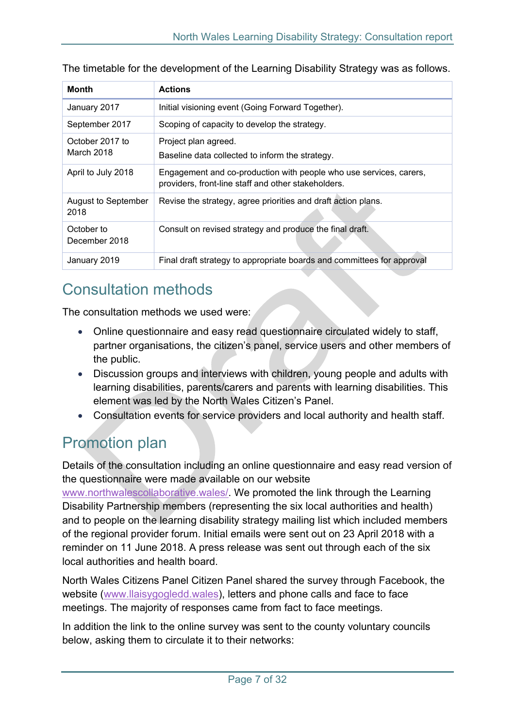The timetable for the development of the Learning Disability Strategy was as follows.

| Month | Actions |
| --- | --- |
| January 2017 | Initial visioning event (Going Forward Together). |
| September 2017 | Scoping of capacity to develop the strategy. |
| October 2017 to March 2018 | Project plan agreed.<br>Baseline data collected to inform the strategy. |
| April to July 2018 | Engagement and co-production with people who use services, carers, providers, front-line staff and other stakeholders. |
| August to September 2018 | Revise the strategy, agree priorities and draft action plans. |
| October to December 2018 | Consult on revised strategy and produce the final draft. |
| January 2019 | Final draft strategy to appropriate boards and committees for approval |

## Consultation methods

The consultation methods we used were:

- Online questionnaire and easy read questionnaire circulated widely to staff, partner organisations, the citizen's panel, service users and other members of the public.
- Discussion groups and interviews with children, young people and adults with learning disabilities, parents/carers and parents with learning disabilities. This element was led by the North Wales Citizen's Panel.
- Consultation events for service providers and local authority and health staff.

## Promotion plan

Details of the consultation including an online questionnaire and easy read version of the questionnaire were made available on our website www.northwalescollaborative.wales/. We promoted the link through the Learning Disability Partnership members (representing the six local authorities and health) and to people on the learning disability strategy mailing list which included members of the regional provider forum. Initial emails were sent out on 23 April 2018 with a reminder on 11 June 2018. A press release was sent out through each of the six local authorities and health board.

North Wales Citizens Panel Citizen Panel shared the survey through Facebook, the website (www.llaisygogledd.wales), letters and phone calls and face to face meetings. The majority of responses came from fact to face meetings.

In addition the link to the online survey was sent to the county voluntary councils below, asking them to circulate it to their networks: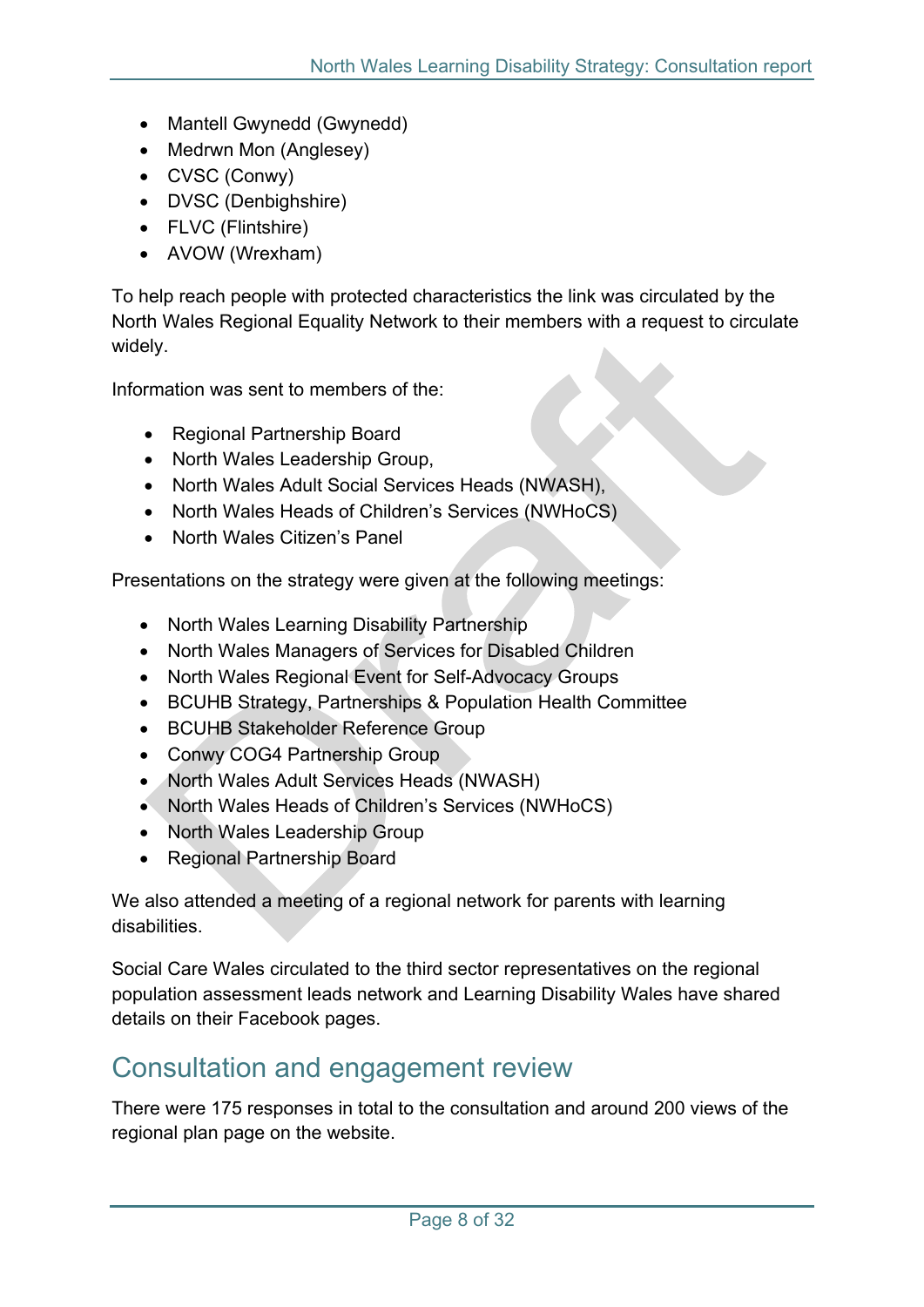- Mantell Gwynedd (Gwynedd)
- Medrwn Mon (Anglesey)
- CVSC (Conwy)
- DVSC (Denbighshire)
- FLVC (Flintshire)
- AVOW (Wrexham)

To help reach people with protected characteristics the link was circulated by the North Wales Regional Equality Network to their members with a request to circulate widely.

Information was sent to members of the:

- Regional Partnership Board
- North Wales Leadership Group,
- North Wales Adult Social Services Heads (NWASH),
- North Wales Heads of Children's Services (NWHoCS)
- North Wales Citizen's Panel

Presentations on the strategy were given at the following meetings:

- North Wales Learning Disability Partnership
- North Wales Managers of Services for Disabled Children
- North Wales Regional Event for Self-Advocacy Groups
- BCUHB Strategy, Partnerships & Population Health Committee
- BCUHB Stakeholder Reference Group
- Conwy COG4 Partnership Group
- North Wales Adult Services Heads (NWASH)
- North Wales Heads of Children's Services (NWHoCS)
- North Wales Leadership Group
- Regional Partnership Board

We also attended a meeting of a regional network for parents with learning disabilities.

Social Care Wales circulated to the third sector representatives on the regional population assessment leads network and Learning Disability Wales have shared details on their Facebook pages.

## Consultation and engagement review

There were 175 responses in total to the consultation and around 200 views of the regional plan page on the website.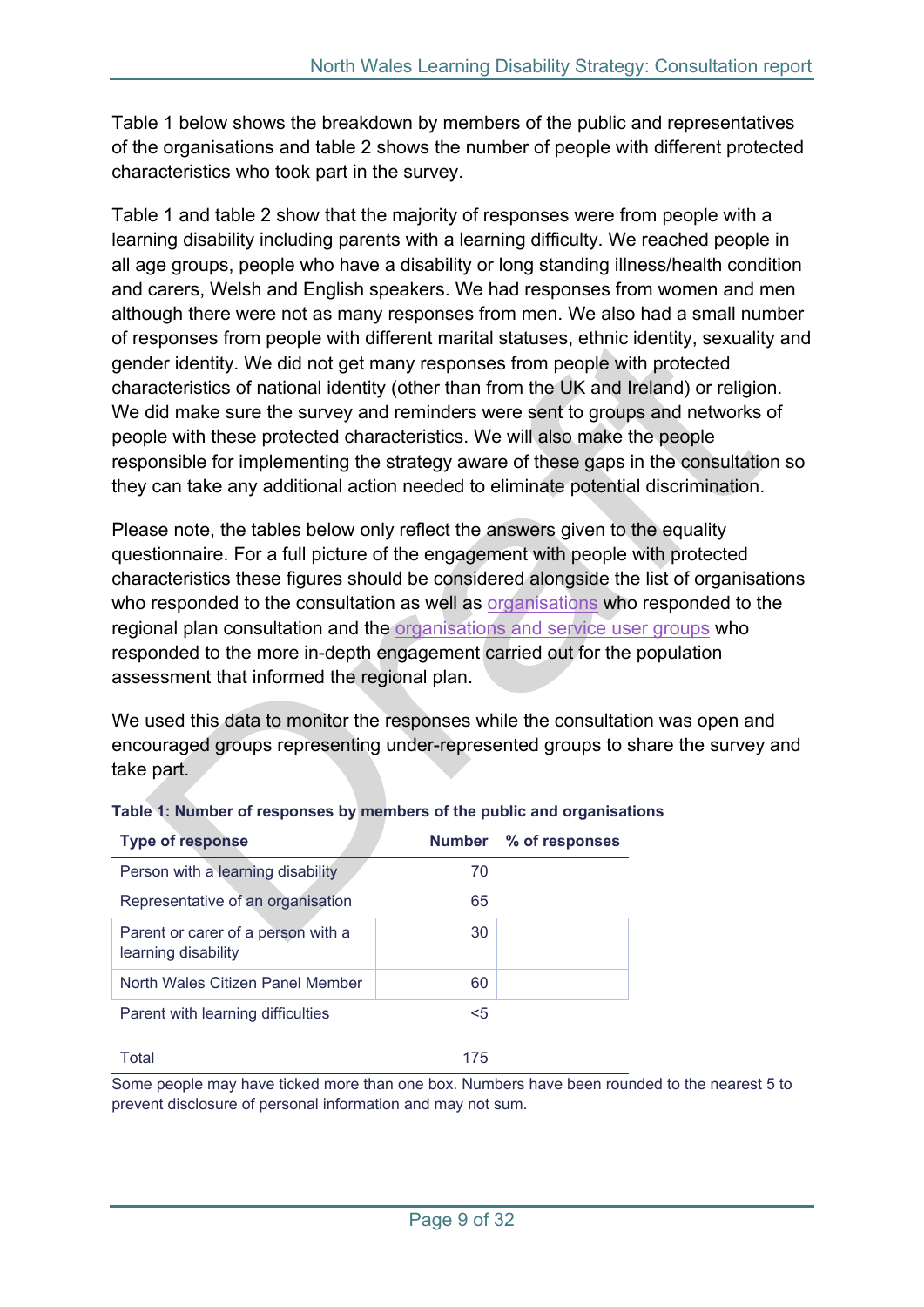Table 1 below shows the breakdown by members of the public and representatives of the organisations and table 2 shows the number of people with different protected characteristics who took part in the survey.

Table 1 and table 2 show that the majority of responses were from people with a learning disability including parents with a learning difficulty. We reached people in all age groups, people who have a disability or long standing illness/health condition and carers, Welsh and English speakers. We had responses from women and men although there were not as many responses from men. We also had a small number of responses from people with different marital statuses, ethnic identity, sexuality and gender identity. We did not get many responses from people with protected characteristics of national identity (other than from the UK and Ireland) or religion. We did make sure the survey and reminders were sent to groups and networks of people with these protected characteristics. We will also make the people responsible for implementing the strategy aware of these gaps in the consultation so they can take any additional action needed to eliminate potential discrimination.

Please note, the tables below only reflect the answers given to the equality questionnaire. For a full picture of the engagement with people with protected characteristics these figures should be considered alongside the list of organisations who responded to the consultation as well as organisations who responded to the regional plan consultation and the organisations and service user groups who responded to the more in-depth engagement carried out for the population assessment that informed the regional plan.

We used this data to monitor the responses while the consultation was open and encouraged groups representing under-represented groups to share the survey and take part.

**Table 1: Number of responses by members of the public and organisations**

| Type of response | Number | % of responses |
|---|---|---|
| Person with a learning disability | 70 | |
| Representative of an organisation | 65 | |
| Parent or carer of a person with a learning disability | 30 | |
| North Wales Citizen Panel Member | 60 | |
| Parent with learning difficulties | <5 | |
| Total | 175 | |

Some people may have ticked more than one box. Numbers have been rounded to the nearest 5 to prevent disclosure of personal information and may not sum.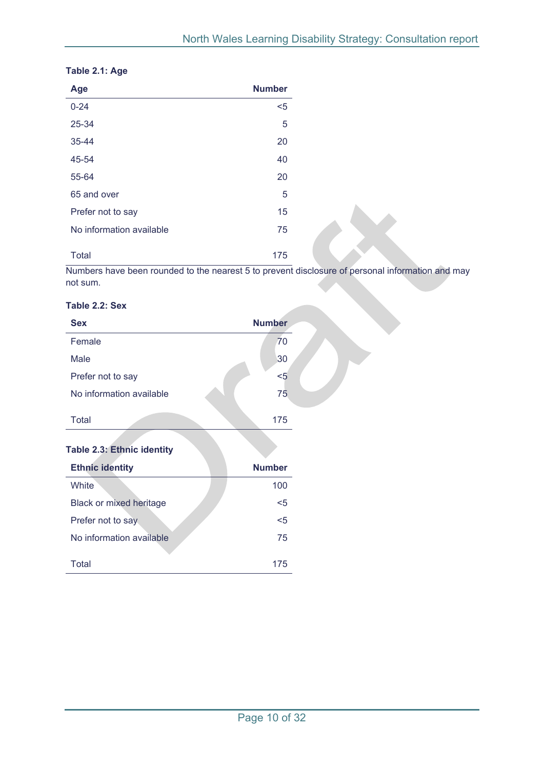**Table 2.1: Age**

| Age | Number |
|---|---|
| 0-24 | <5 |
| 25-34 | 5 |
| 35-44 | 20 |
| 45-54 | 40 |
| 55-64 | 20 |
| 65 and over | 5 |
| Prefer not to say | 15 |
| No information available | 75 |
| Total | 175 |

Numbers have been rounded to the nearest 5 to prevent disclosure of personal information and may not sum.

**Table 2.2: Sex**

| Sex | Number |
|---|---|
| Female | 70 |
| Male | 30 |
| Prefer not to say | <5 |
| No information available | 75 |
| Total | 175 |

**Table 2.3: Ethnic identity**

| Ethnic identity | Number |
|---|---|
| White | 100 |
| Black or mixed heritage | <5 |
| Prefer not to say | <5 |
| No information available | 75 |
| Total | 175 |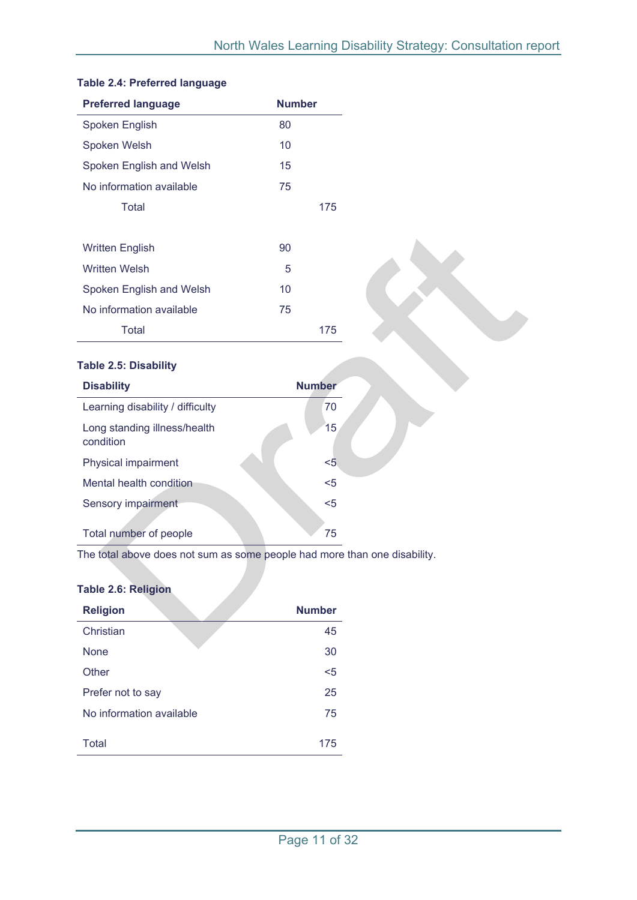**Table 2.4: Preferred language**

| Preferred language | Number |
|---|---|
| Spoken English | 80 |
| Spoken Welsh | 10 |
| Spoken English and Welsh | 15 |
| No information available | 75 |
| Total | 175 |
| | |
| Written English | 90 |
| Written Welsh | 5 |
| Spoken English and Welsh | 10 |
| No information available | 75 |
| Total | 175 |

**Table 2.5: Disability**

| Disability | Number |
|---|---|
| Learning disability / difficulty | 70 |
| Long standing illness/health condition | 15 |
| Physical impairment | <5 |
| Mental health condition | <5 |
| Sensory impairment | <5 |
| Total number of people | 75 |

The total above does not sum as some people had more than one disability.

**Table 2.6: Religion**

| Religion | Number |
|---|---|
| Christian | 45 |
| None | 30 |
| Other | <5 |
| Prefer not to say | 25 |
| No information available | 75 |
| Total | 175 |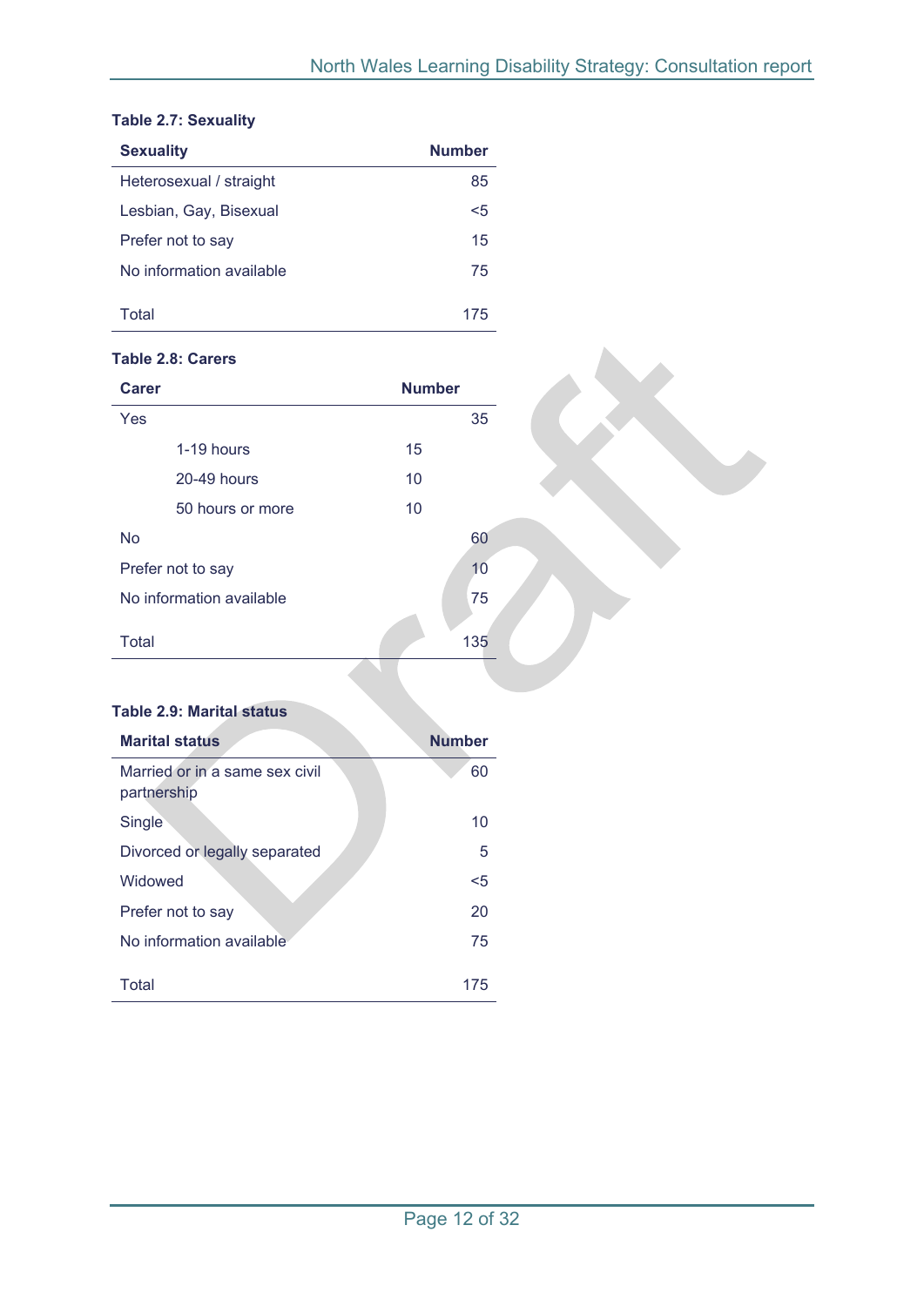**Table 2.7: Sexuality**

| Sexuality | Number |
|---|---|
| Heterosexual / straight | 85 |
| Lesbian, Gay, Bisexual | <5 |
| Prefer not to say | 15 |
| No information available | 75 |
| Total | 175 |

**Table 2.8: Carers**

| Carer | | Number |
|---|---|---|
| Yes | | 35 |
| 1-19 hours | 15 | |
| 20-49 hours | 10 | |
| 50 hours or more | 10 | |
| No | | 60 |
| Prefer not to say | | 10 |
| No information available | | 75 |
| Total | | 135 |

**Table 2.9: Marital status**

| Marital status | Number |
|---|---|
| Married or in a same sex civil partnership | 60 |
| Single | 10 |
| Divorced or legally separated | 5 |
| Widowed | <5 |
| Prefer not to say | 20 |
| No information available | 75 |
| Total | 175 |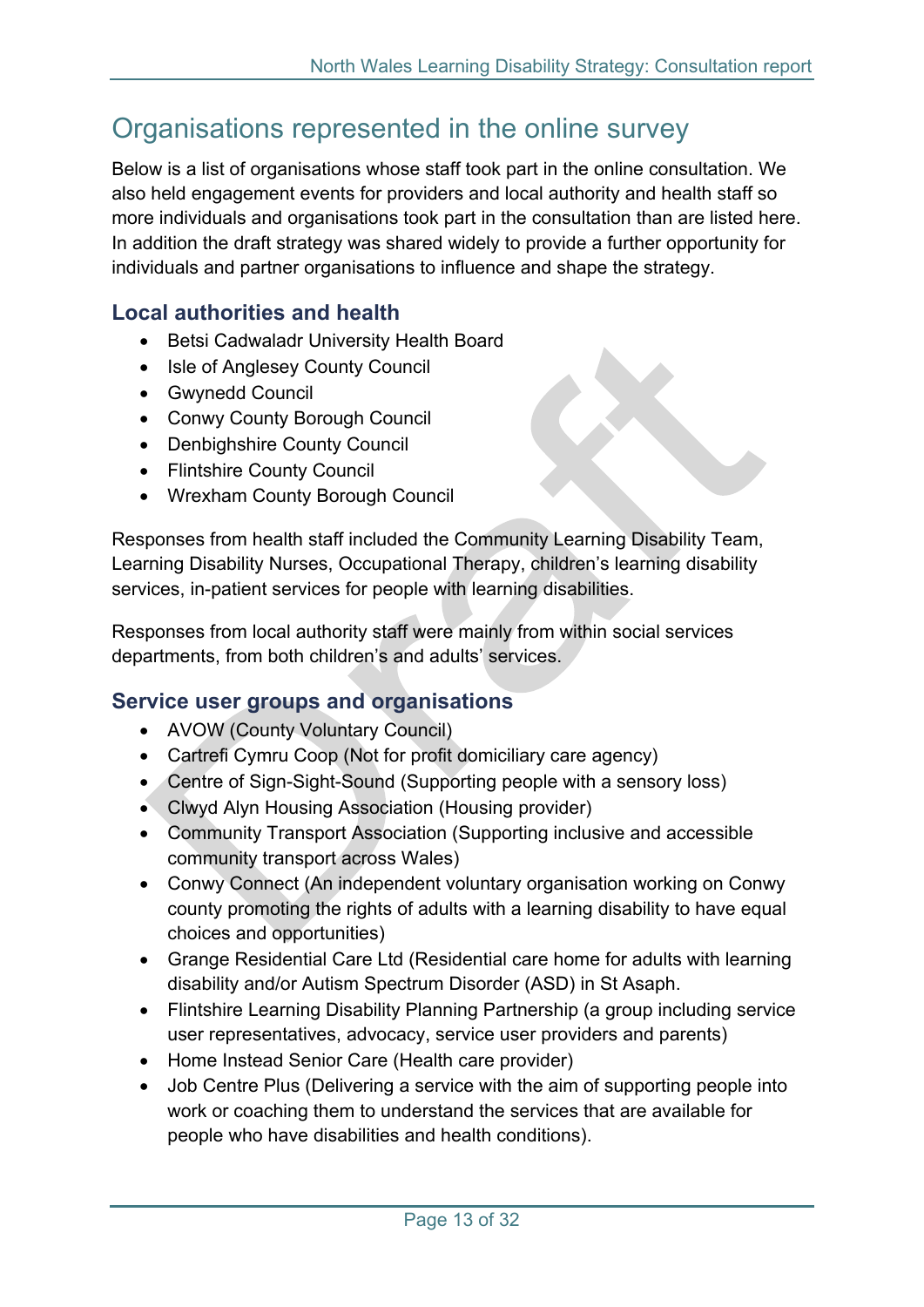# Organisations represented in the online survey

Below is a list of organisations whose staff took part in the online consultation. We also held engagement events for providers and local authority and health staff so more individuals and organisations took part in the consultation than are listed here. In addition the draft strategy was shared widely to provide a further opportunity for individuals and partner organisations to influence and shape the strategy.

## Local authorities and health

- Betsi Cadwaladr University Health Board
- Isle of Anglesey County Council
- Gwynedd Council
- Conwy County Borough Council
- Denbighshire County Council
- Flintshire County Council
- Wrexham County Borough Council

Responses from health staff included the Community Learning Disability Team, Learning Disability Nurses, Occupational Therapy, children's learning disability services, in-patient services for people with learning disabilities.

Responses from local authority staff were mainly from within social services departments, from both children's and adults' services.

## Service user groups and organisations

- AVOW (County Voluntary Council)
- Cartrefi Cymru Coop (Not for profit domiciliary care agency)
- Centre of Sign-Sight-Sound (Supporting people with a sensory loss)
- Clwyd Alyn Housing Association (Housing provider)
- Community Transport Association (Supporting inclusive and accessible community transport across Wales)
- Conwy Connect (An independent voluntary organisation working on Conwy county promoting the rights of adults with a learning disability to have equal choices and opportunities)
- Grange Residential Care Ltd (Residential care home for adults with learning disability and/or Autism Spectrum Disorder (ASD) in St Asaph.
- Flintshire Learning Disability Planning Partnership (a group including service user representatives, advocacy, service user providers and parents)
- Home Instead Senior Care (Health care provider)
- Job Centre Plus (Delivering a service with the aim of supporting people into work or coaching them to understand the services that are available for people who have disabilities and health conditions).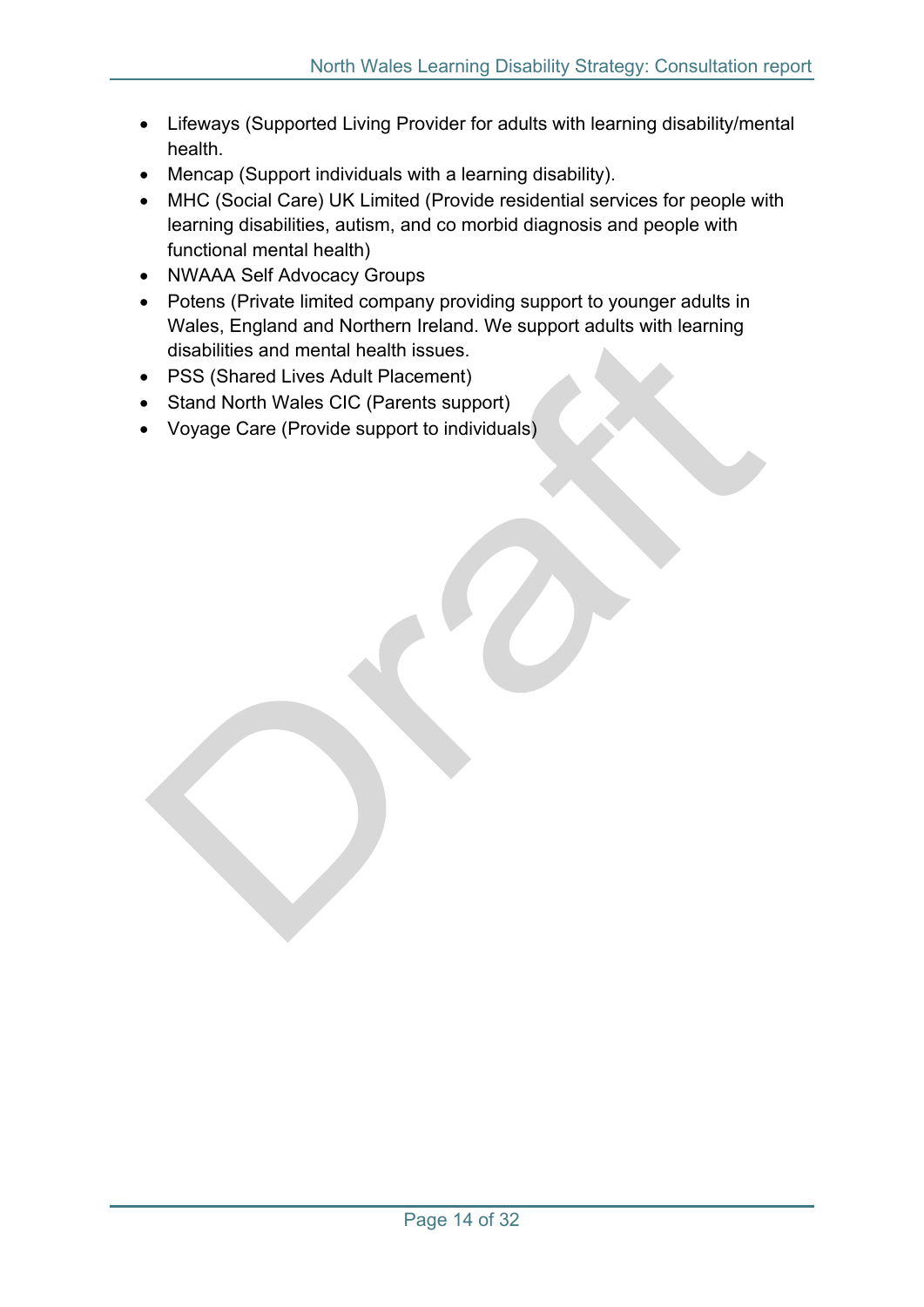- Lifeways (Supported Living Provider for adults with learning disability/mental health.
- Mencap (Support individuals with a learning disability).
- MHC (Social Care) UK Limited (Provide residential services for people with learning disabilities, autism, and co morbid diagnosis and people with functional mental health)
- NWAAA Self Advocacy Groups
- Potens (Private limited company providing support to younger adults in Wales, England and Northern Ireland. We support adults with learning disabilities and mental health issues.
- PSS (Shared Lives Adult Placement)
- Stand North Wales CIC (Parents support)
- Voyage Care (Provide support to individuals)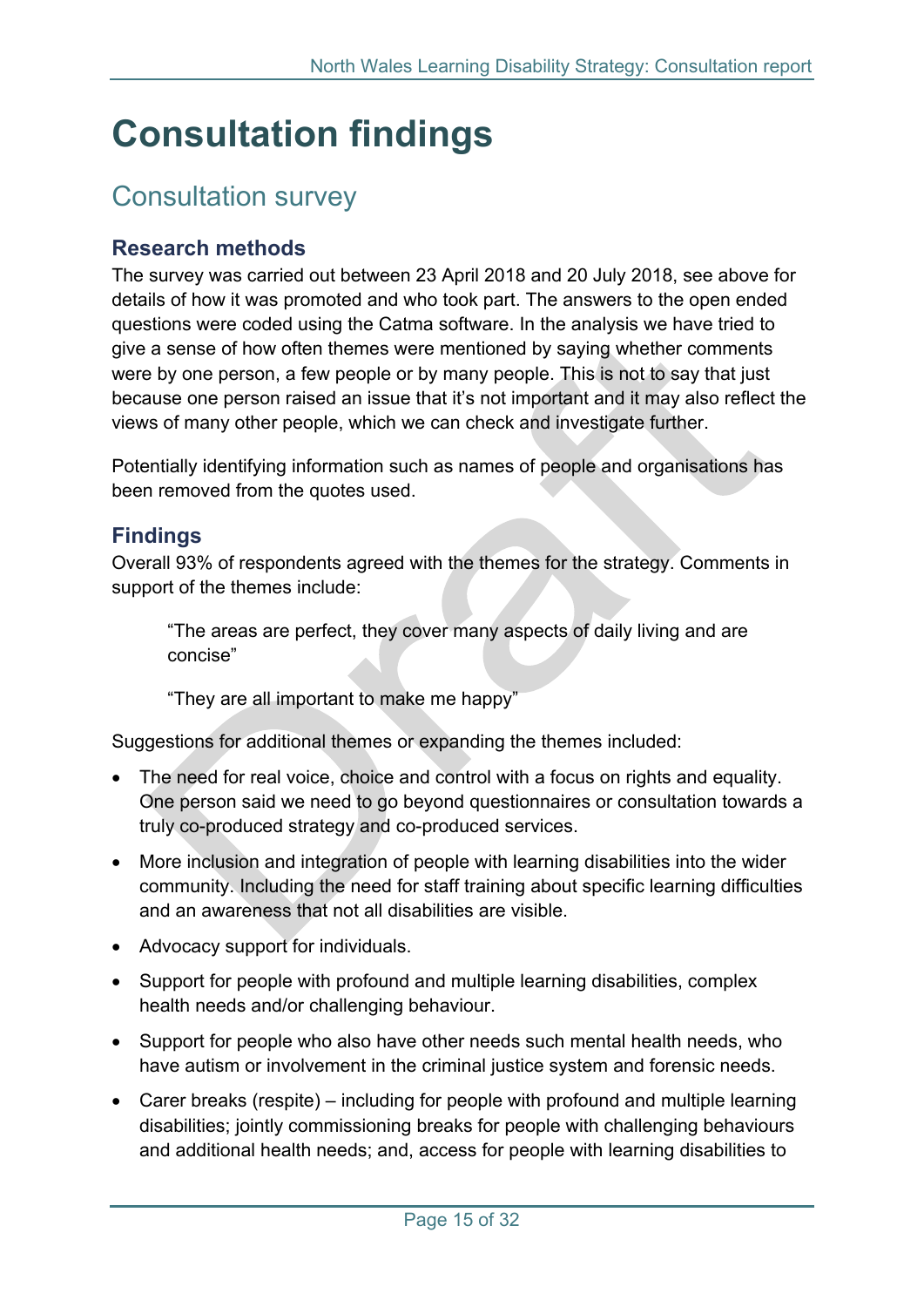# Consultation findings

## Consultation survey

### Research methods

The survey was carried out between 23 April 2018 and 20 July 2018, see above for details of how it was promoted and who took part. The answers to the open ended questions were coded using the Catma software. In the analysis we have tried to give a sense of how often themes were mentioned by saying whether comments were by one person, a few people or by many people. This is not to say that just because one person raised an issue that it's not important and it may also reflect the views of many other people, which we can check and investigate further.

Potentially identifying information such as names of people and organisations has been removed from the quotes used.

### Findings

Overall 93% of respondents agreed with the themes for the strategy. Comments in support of the themes include:

> "The areas are perfect, they cover many aspects of daily living and are concise"
>
> "They are all important to make me happy"

Suggestions for additional themes or expanding the themes included:

- The need for real voice, choice and control with a focus on rights and equality. One person said we need to go beyond questionnaires or consultation towards a truly co-produced strategy and co-produced services.
- More inclusion and integration of people with learning disabilities into the wider community. Including the need for staff training about specific learning difficulties and an awareness that not all disabilities are visible.
- Advocacy support for individuals.
- Support for people with profound and multiple learning disabilities, complex health needs and/or challenging behaviour.
- Support for people who also have other needs such mental health needs, who have autism or involvement in the criminal justice system and forensic needs.
- Carer breaks (respite) – including for people with profound and multiple learning disabilities; jointly commissioning breaks for people with challenging behaviours and additional health needs; and, access for people with learning disabilities to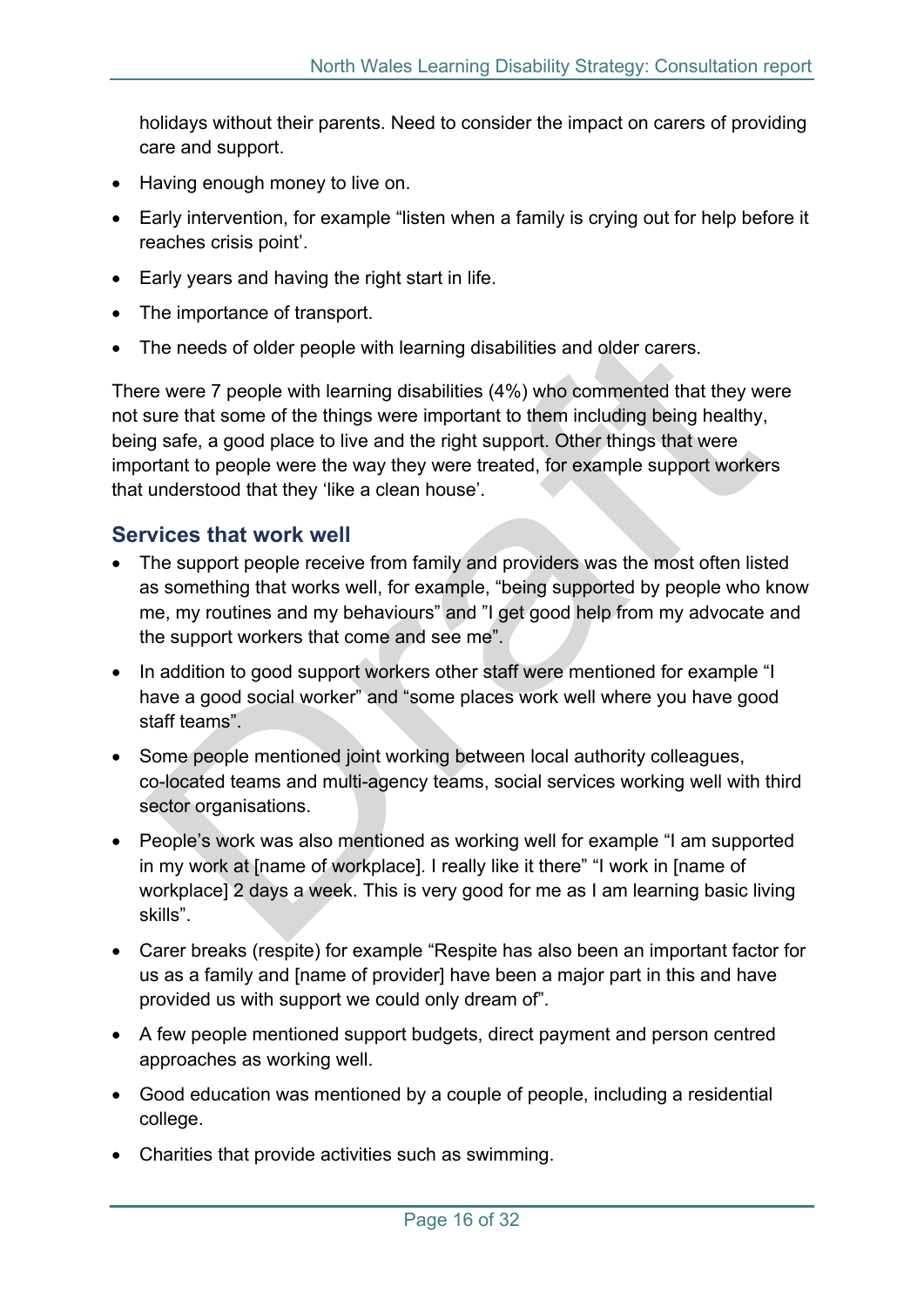holidays without their parents. Need to consider the impact on carers of providing care and support.

- Having enough money to live on.
- Early intervention, for example "listen when a family is crying out for help before it reaches crisis point'.
- Early years and having the right start in life.
- The importance of transport.
- The needs of older people with learning disabilities and older carers.

There were 7 people with learning disabilities (4%) who commented that they were not sure that some of the things were important to them including being healthy, being safe, a good place to live and the right support. Other things that were important to people were the way they were treated, for example support workers that understood that they 'like a clean house'.

### Services that work well

- The support people receive from family and providers was the most often listed as something that works well, for example, "being supported by people who know me, my routines and my behaviours" and "I get good help from my advocate and the support workers that come and see me".
- In addition to good support workers other staff were mentioned for example "I have a good social worker" and "some places work well where you have good staff teams".
- Some people mentioned joint working between local authority colleagues, co-located teams and multi-agency teams, social services working well with third sector organisations.
- People's work was also mentioned as working well for example "I am supported in my work at [name of workplace]. I really like it there" "I work in [name of workplace] 2 days a week. This is very good for me as I am learning basic living skills".
- Carer breaks (respite) for example "Respite has also been an important factor for us as a family and [name of provider] have been a major part in this and have provided us with support we could only dream of".
- A few people mentioned support budgets, direct payment and person centred approaches as working well.
- Good education was mentioned by a couple of people, including a residential college.
- Charities that provide activities such as swimming.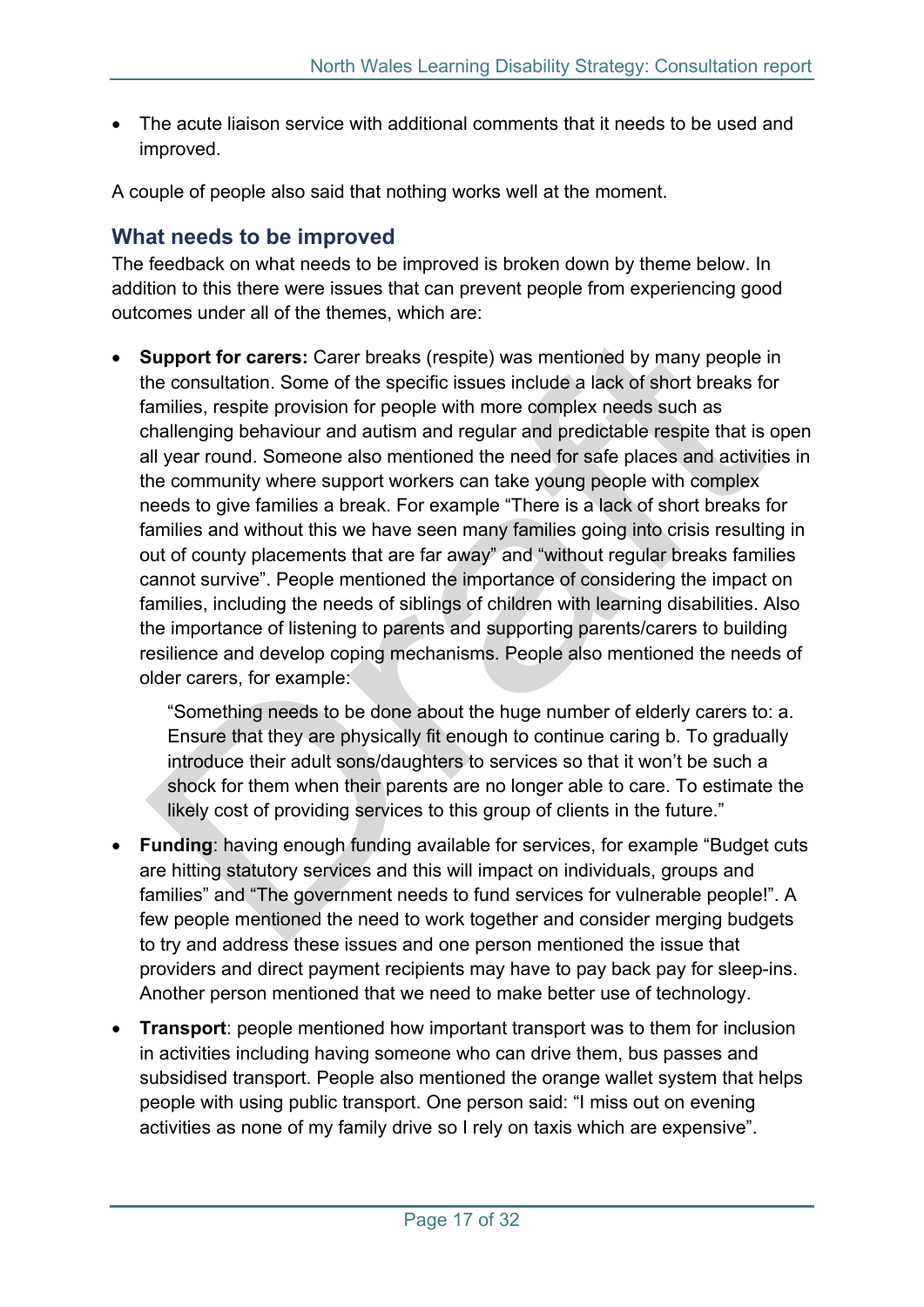- The acute liaison service with additional comments that it needs to be used and improved.

A couple of people also said that nothing works well at the moment.

## What needs to be improved

The feedback on what needs to be improved is broken down by theme below. In addition to this there were issues that can prevent people from experiencing good outcomes under all of the themes, which are:

- **Support for carers:** Carer breaks (respite) was mentioned by many people in the consultation. Some of the specific issues include a lack of short breaks for families, respite provision for people with more complex needs such as challenging behaviour and autism and regular and predictable respite that is open all year round. Someone also mentioned the need for safe places and activities in the community where support workers can take young people with complex needs to give families a break. For example "There is a lack of short breaks for families and without this we have seen many families going into crisis resulting in out of county placements that are far away" and "without regular breaks families cannot survive". People mentioned the importance of considering the impact on families, including the needs of siblings of children with learning disabilities. Also the importance of listening to parents and supporting parents/carers to building resilience and develop coping mechanisms. People also mentioned the needs of older carers, for example:

  > "Something needs to be done about the huge number of elderly carers to: a. Ensure that they are physically fit enough to continue caring b. To gradually introduce their adult sons/daughters to services so that it won't be such a shock for them when their parents are no longer able to care. To estimate the likely cost of providing services to this group of clients in the future."

- **Funding**: having enough funding available for services, for example "Budget cuts are hitting statutory services and this will impact on individuals, groups and families" and "The government needs to fund services for vulnerable people!". A few people mentioned the need to work together and consider merging budgets to try and address these issues and one person mentioned the issue that providers and direct payment recipients may have to pay back pay for sleep-ins. Another person mentioned that we need to make better use of technology.

- **Transport**: people mentioned how important transport was to them for inclusion in activities including having someone who can drive them, bus passes and subsidised transport. People also mentioned the orange wallet system that helps people with using public transport. One person said: "I miss out on evening activities as none of my family drive so I rely on taxis which are expensive".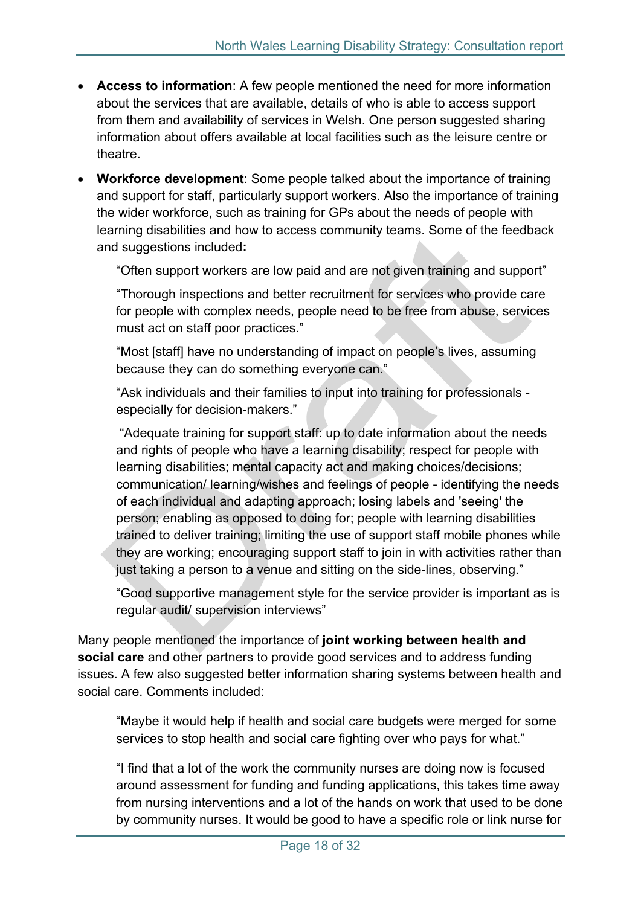- **Access to information**: A few people mentioned the need for more information about the services that are available, details of who is able to access support from them and availability of services in Welsh. One person suggested sharing information about offers available at local facilities such as the leisure centre or theatre.
- **Workforce development**: Some people talked about the importance of training and support for staff, particularly support workers. Also the importance of training the wider workforce, such as training for GPs about the needs of people with learning disabilities and how to access community teams. Some of the feedback and suggestions included**:**

  "Often support workers are low paid and are not given training and support"

  "Thorough inspections and better recruitment for services who provide care for people with complex needs, people need to be free from abuse, services must act on staff poor practices."

  "Most [staff] have no understanding of impact on people's lives, assuming because they can do something everyone can."

  "Ask individuals and their families to input into training for professionals - especially for decision-makers."

  "Adequate training for support staff: up to date information about the needs and rights of people who have a learning disability; respect for people with learning disabilities; mental capacity act and making choices/decisions; communication/ learning/wishes and feelings of people - identifying the needs of each individual and adapting approach; losing labels and 'seeing' the person; enabling as opposed to doing for; people with learning disabilities trained to deliver training; limiting the use of support staff mobile phones while they are working; encouraging support staff to join in with activities rather than just taking a person to a venue and sitting on the side-lines, observing."

  "Good supportive management style for the service provider is important as is regular audit/ supervision interviews"

Many people mentioned the importance of **joint working between health and social care** and other partners to provide good services and to address funding issues. A few also suggested better information sharing systems between health and social care. Comments included:

> "Maybe it would help if health and social care budgets were merged for some services to stop health and social care fighting over who pays for what."
>
> "I find that a lot of the work the community nurses are doing now is focused around assessment for funding and funding applications, this takes time away from nursing interventions and a lot of the hands on work that used to be done by community nurses. It would be good to have a specific role or link nurse for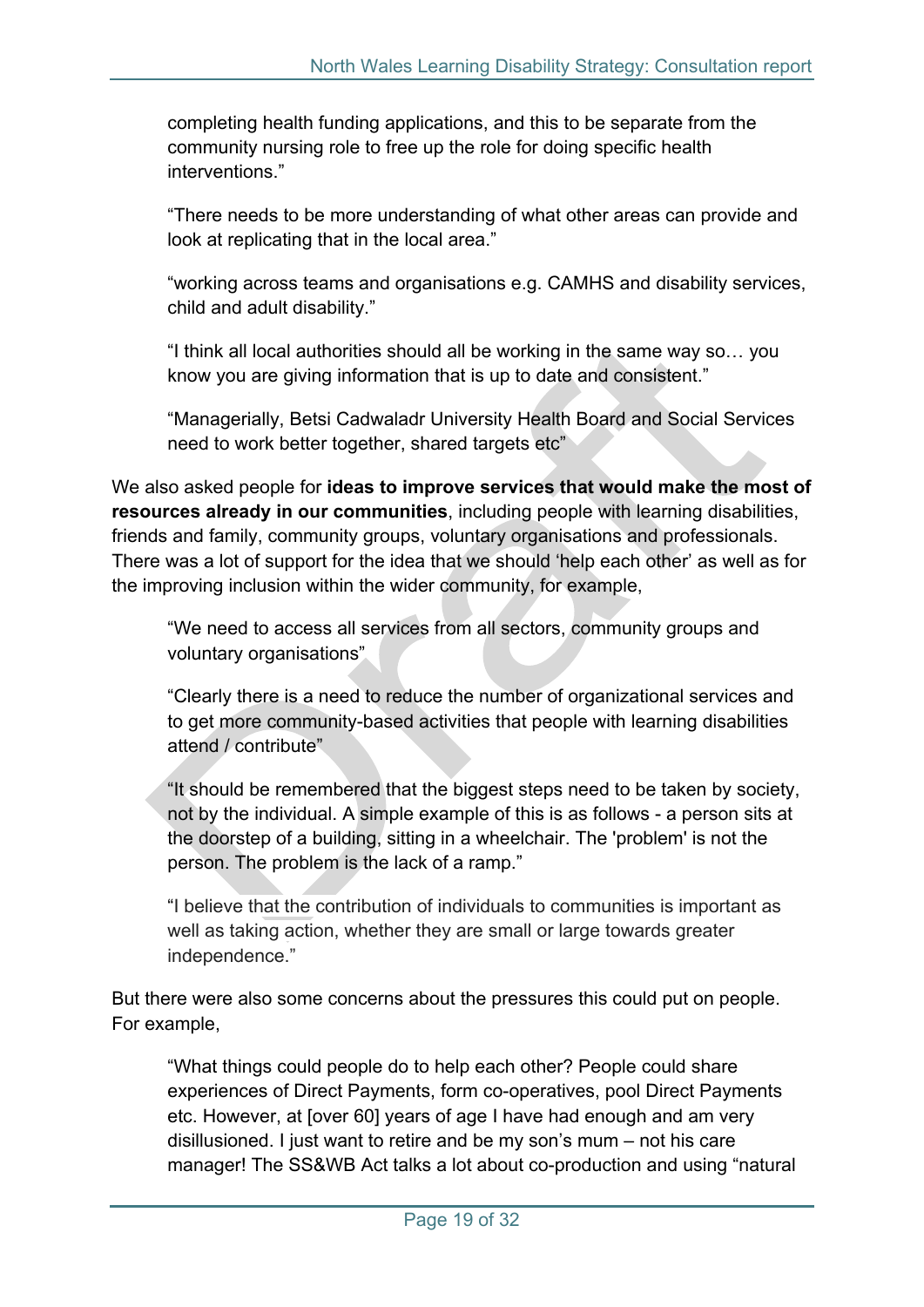completing health funding applications, and this to be separate from the community nursing role to free up the role for doing specific health interventions."

> "There needs to be more understanding of what other areas can provide and look at replicating that in the local area."

> "working across teams and organisations e.g. CAMHS and disability services, child and adult disability."

> "I think all local authorities should all be working in the same way so… you know you are giving information that is up to date and consistent."

> "Managerially, Betsi Cadwaladr University Health Board and Social Services need to work better together, shared targets etc"

We also asked people for **ideas to improve services that would make the most of resources already in our communities**, including people with learning disabilities, friends and family, community groups, voluntary organisations and professionals. There was a lot of support for the idea that we should 'help each other' as well as for the improving inclusion within the wider community, for example,

> "We need to access all services from all sectors, community groups and voluntary organisations"

> "Clearly there is a need to reduce the number of organizational services and to get more community-based activities that people with learning disabilities attend / contribute"

> "It should be remembered that the biggest steps need to be taken by society, not by the individual. A simple example of this is as follows - a person sits at the doorstep of a building, sitting in a wheelchair. The 'problem' is not the person. The problem is the lack of a ramp."

> "I believe that the contribution of individuals to communities is important as well as taking action, whether they are small or large towards greater independence."

But there were also some concerns about the pressures this could put on people. For example,

> "What things could people do to help each other? People could share experiences of Direct Payments, form co-operatives, pool Direct Payments etc. However, at [over 60] years of age I have had enough and am very disillusioned. I just want to retire and be my son's mum – not his care manager! The SS&WB Act talks a lot about co-production and using "natural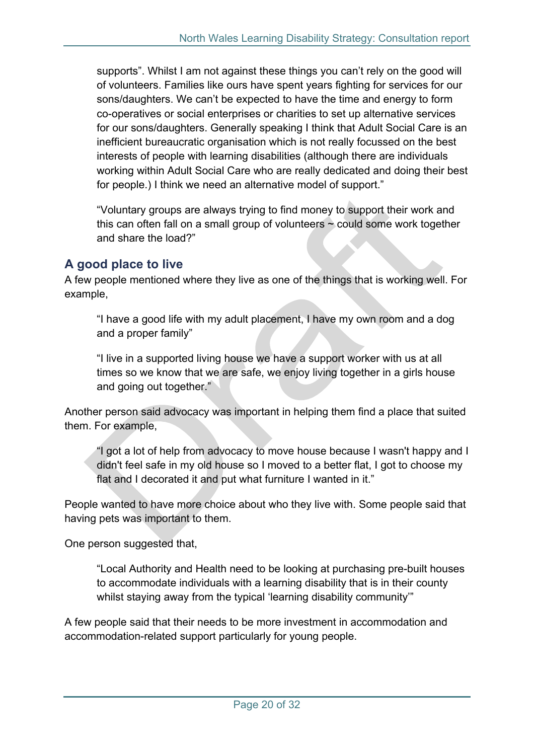supports". Whilst I am not against these things you can't rely on the good will of volunteers. Families like ours have spent years fighting for services for our sons/daughters. We can't be expected to have the time and energy to form co-operatives or social enterprises or charities to set up alternative services for our sons/daughters. Generally speaking I think that Adult Social Care is an inefficient bureaucratic organisation which is not really focussed on the best interests of people with learning disabilities (although there are individuals working within Adult Social Care who are really dedicated and doing their best for people.) I think we need an alternative model of support."

> "Voluntary groups are always trying to find money to support their work and this can often fall on a small group of volunteers ~ could some work together and share the load?"

## A good place to live

A few people mentioned where they live as one of the things that is working well. For example,

> "I have a good life with my adult placement, I have my own room and a dog and a proper family"

> "I live in a supported living house we have a support worker with us at all times so we know that we are safe, we enjoy living together in a girls house and going out together."

Another person said advocacy was important in helping them find a place that suited them. For example,

> "I got a lot of help from advocacy to move house because I wasn't happy and I didn't feel safe in my old house so I moved to a better flat, I got to choose my flat and I decorated it and put what furniture I wanted in it."

People wanted to have more choice about who they live with. Some people said that having pets was important to them.

One person suggested that,

> "Local Authority and Health need to be looking at purchasing pre-built houses to accommodate individuals with a learning disability that is in their county whilst staying away from the typical 'learning disability community'"

A few people said that their needs to be more investment in accommodation and accommodation-related support particularly for young people.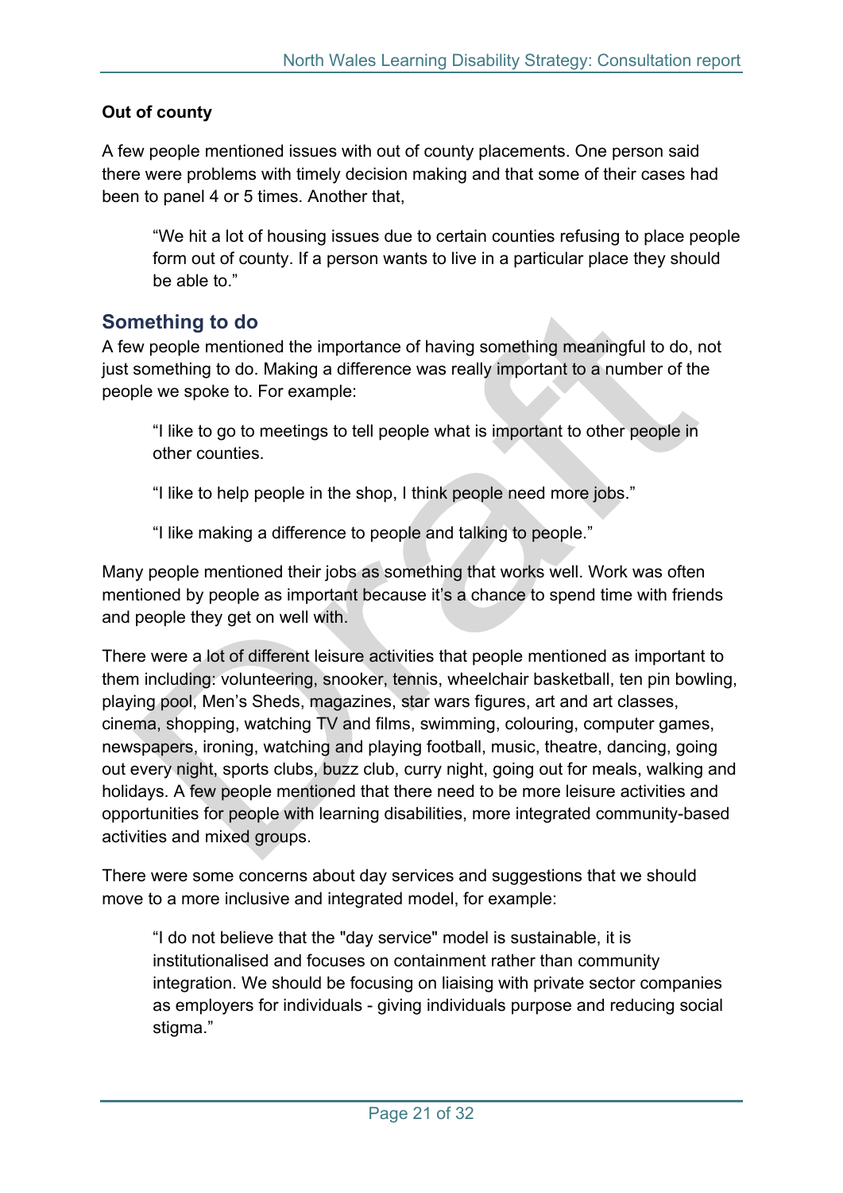**Out of county**

A few people mentioned issues with out of county placements. One person said there were problems with timely decision making and that some of their cases had been to panel 4 or 5 times. Another that,

> "We hit a lot of housing issues due to certain counties refusing to place people form out of county. If a person wants to live in a particular place they should be able to."

## Something to do

A few people mentioned the importance of having something meaningful to do, not just something to do. Making a difference was really important to a number of the people we spoke to. For example:

> "I like to go to meetings to tell people what is important to other people in other counties.
>
> "I like to help people in the shop, I think people need more jobs."
>
> "I like making a difference to people and talking to people."

Many people mentioned their jobs as something that works well. Work was often mentioned by people as important because it's a chance to spend time with friends and people they get on well with.

There were a lot of different leisure activities that people mentioned as important to them including: volunteering, snooker, tennis, wheelchair basketball, ten pin bowling, playing pool, Men's Sheds, magazines, star wars figures, art and art classes, cinema, shopping, watching TV and films, swimming, colouring, computer games, newspapers, ironing, watching and playing football, music, theatre, dancing, going out every night, sports clubs, buzz club, curry night, going out for meals, walking and holidays. A few people mentioned that there need to be more leisure activities and opportunities for people with learning disabilities, more integrated community-based activities and mixed groups.

There were some concerns about day services and suggestions that we should move to a more inclusive and integrated model, for example:

> "I do not believe that the "day service" model is sustainable, it is institutionalised and focuses on containment rather than community integration. We should be focusing on liaising with private sector companies as employers for individuals - giving individuals purpose and reducing social stigma."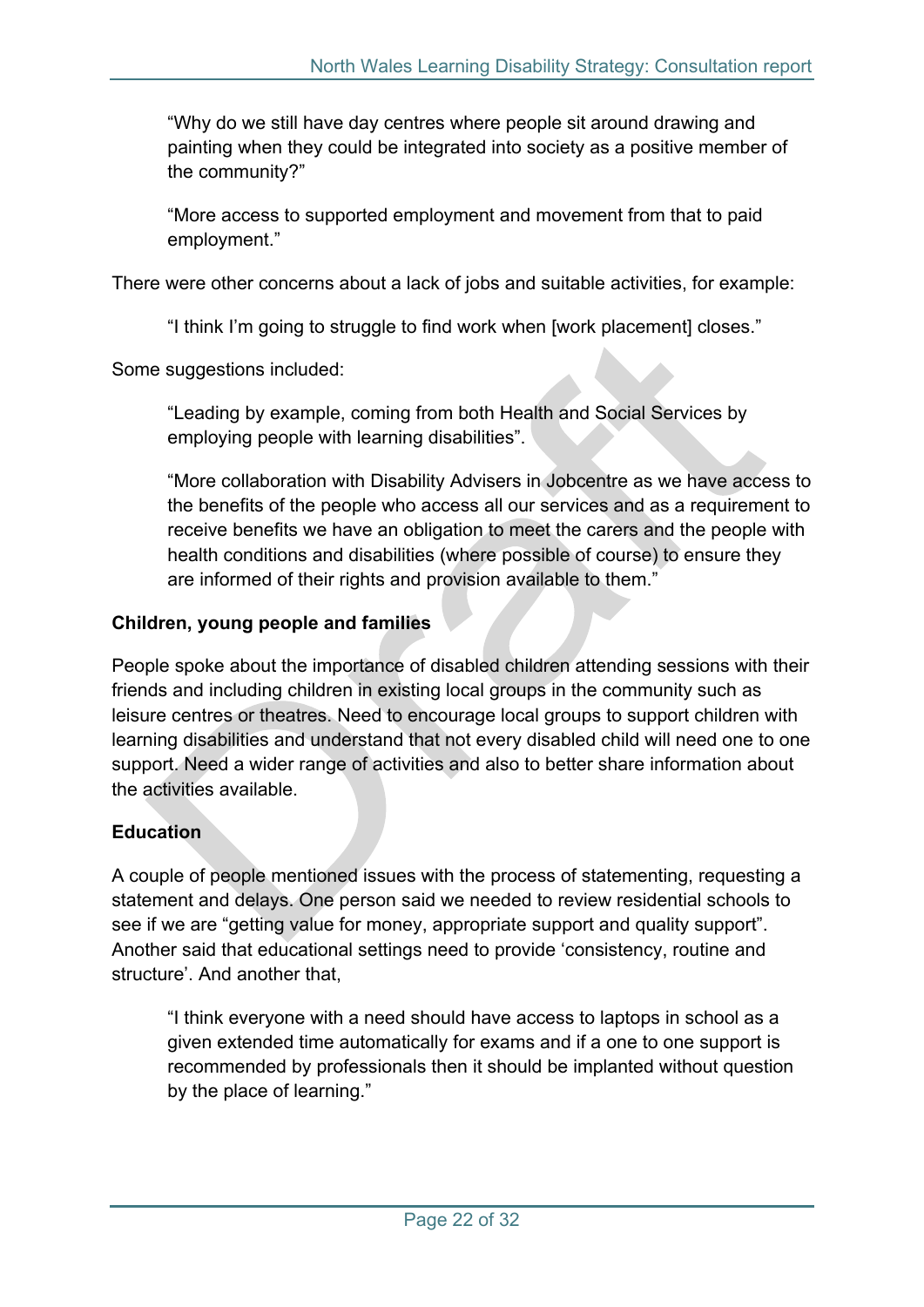> "Why do we still have day centres where people sit around drawing and painting when they could be integrated into society as a positive member of the community?"

> "More access to supported employment and movement from that to paid employment."

There were other concerns about a lack of jobs and suitable activities, for example:

> "I think I'm going to struggle to find work when [work placement] closes."

Some suggestions included:

> "Leading by example, coming from both Health and Social Services by employing people with learning disabilities".

> "More collaboration with Disability Advisers in Jobcentre as we have access to the benefits of the people who access all our services and as a requirement to receive benefits we have an obligation to meet the carers and the people with health conditions and disabilities (where possible of course) to ensure they are informed of their rights and provision available to them."

**Children, young people and families**

People spoke about the importance of disabled children attending sessions with their friends and including children in existing local groups in the community such as leisure centres or theatres. Need to encourage local groups to support children with learning disabilities and understand that not every disabled child will need one to one support. Need a wider range of activities and also to better share information about the activities available.

**Education**

A couple of people mentioned issues with the process of statementing, requesting a statement and delays. One person said we needed to review residential schools to see if we are "getting value for money, appropriate support and quality support". Another said that educational settings need to provide 'consistency, routine and structure'. And another that,

> "I think everyone with a need should have access to laptops in school as a given extended time automatically for exams and if a one to one support is recommended by professionals then it should be implanted without question by the place of learning."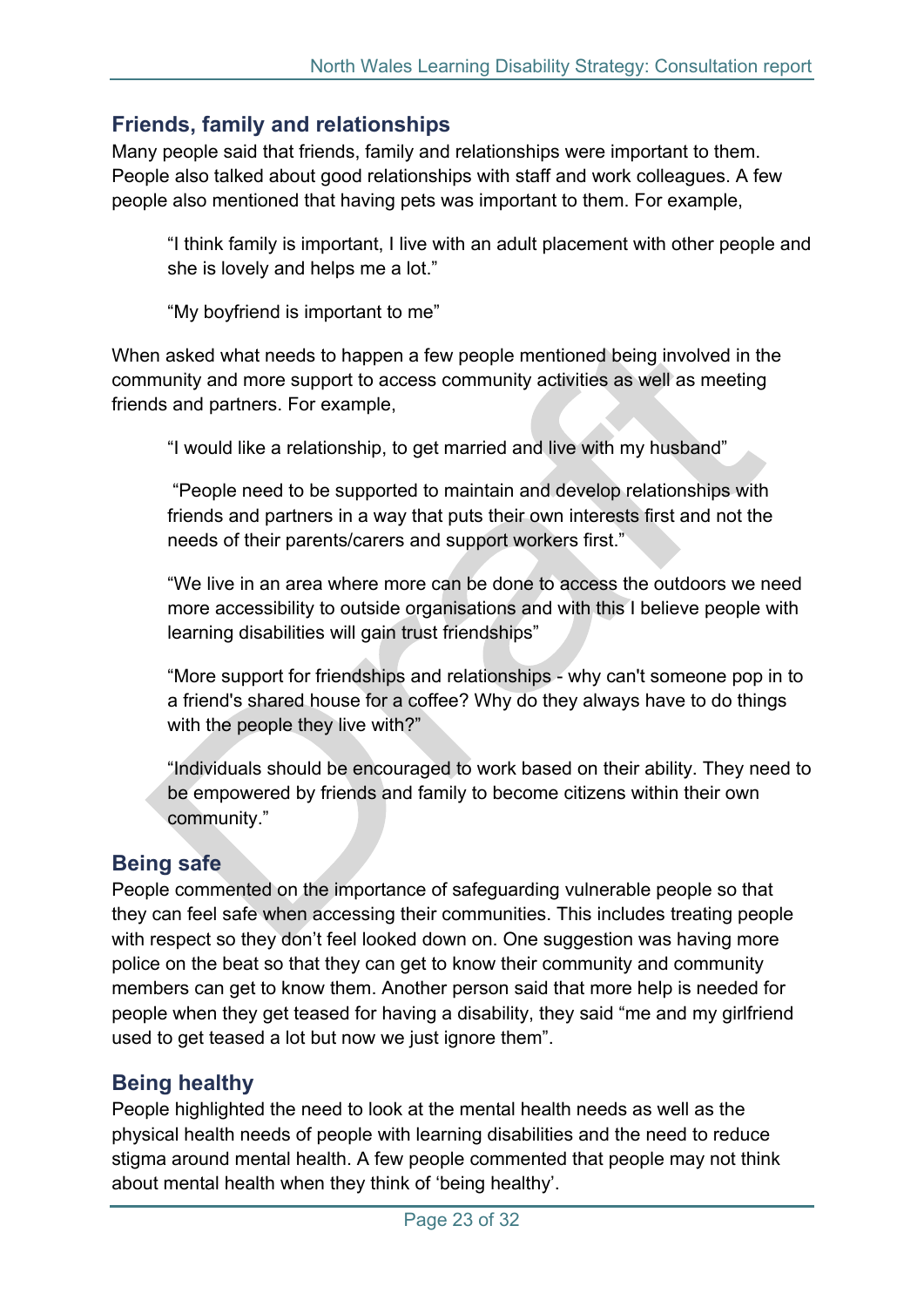## Friends, family and relationships

Many people said that friends, family and relationships were important to them. People also talked about good relationships with staff and work colleagues. A few people also mentioned that having pets was important to them. For example,

> "I think family is important, I live with an adult placement with other people and she is lovely and helps me a lot."

> "My boyfriend is important to me"

When asked what needs to happen a few people mentioned being involved in the community and more support to access community activities as well as meeting friends and partners. For example,

> "I would like a relationship, to get married and live with my husband"

> "People need to be supported to maintain and develop relationships with friends and partners in a way that puts their own interests first and not the needs of their parents/carers and support workers first."

> "We live in an area where more can be done to access the outdoors we need more accessibility to outside organisations and with this I believe people with learning disabilities will gain trust friendships"

> "More support for friendships and relationships - why can't someone pop in to a friend's shared house for a coffee? Why do they always have to do things with the people they live with?"

> "Individuals should be encouraged to work based on their ability. They need to be empowered by friends and family to become citizens within their own community."

## Being safe

People commented on the importance of safeguarding vulnerable people so that they can feel safe when accessing their communities. This includes treating people with respect so they don't feel looked down on. One suggestion was having more police on the beat so that they can get to know their community and community members can get to know them. Another person said that more help is needed for people when they get teased for having a disability, they said "me and my girlfriend used to get teased a lot but now we just ignore them".

## Being healthy

People highlighted the need to look at the mental health needs as well as the physical health needs of people with learning disabilities and the need to reduce stigma around mental health. A few people commented that people may not think about mental health when they think of 'being healthy'.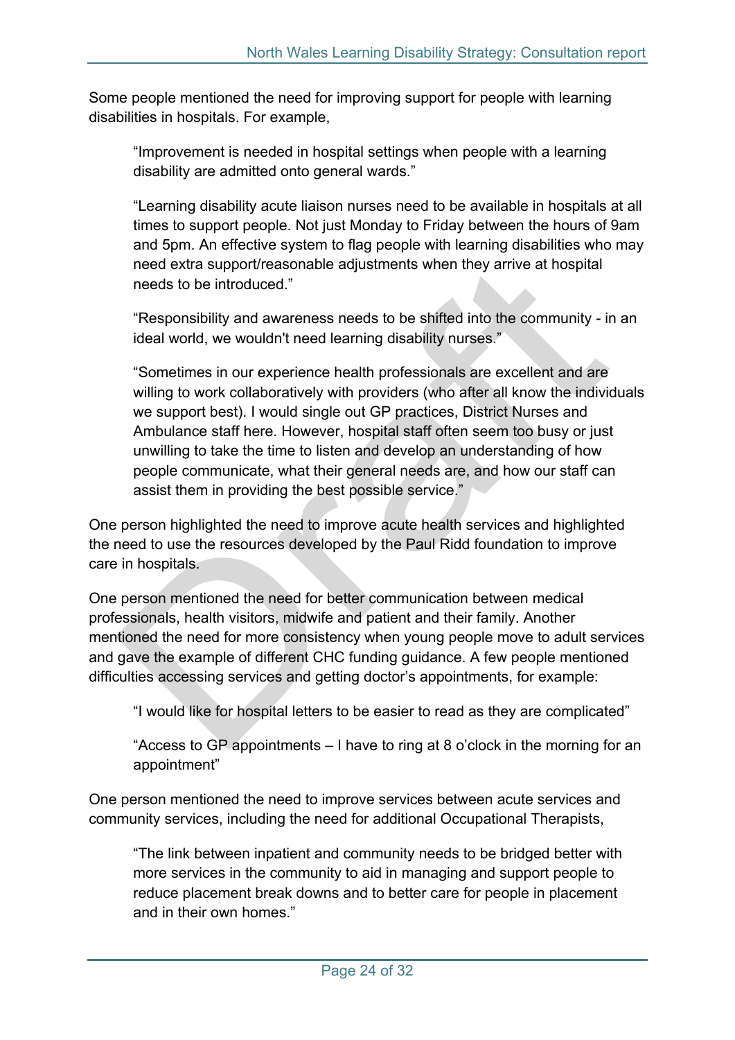Some people mentioned the need for improving support for people with learning disabilities in hospitals. For example,

> "Improvement is needed in hospital settings when people with a learning disability are admitted onto general wards."
>
> "Learning disability acute liaison nurses need to be available in hospitals at all times to support people. Not just Monday to Friday between the hours of 9am and 5pm. An effective system to flag people with learning disabilities who may need extra support/reasonable adjustments when they arrive at hospital needs to be introduced."
>
> "Responsibility and awareness needs to be shifted into the community - in an ideal world, we wouldn't need learning disability nurses."
>
> "Sometimes in our experience health professionals are excellent and are willing to work collaboratively with providers (who after all know the individuals we support best). I would single out GP practices, District Nurses and Ambulance staff here. However, hospital staff often seem too busy or just unwilling to take the time to listen and develop an understanding of how people communicate, what their general needs are, and how our staff can assist them in providing the best possible service."

One person highlighted the need to improve acute health services and highlighted the need to use the resources developed by the Paul Ridd foundation to improve care in hospitals.

One person mentioned the need for better communication between medical professionals, health visitors, midwife and patient and their family. Another mentioned the need for more consistency when young people move to adult services and gave the example of different CHC funding guidance. A few people mentioned difficulties accessing services and getting doctor's appointments, for example:

> "I would like for hospital letters to be easier to read as they are complicated"
>
> "Access to GP appointments – I have to ring at 8 o'clock in the morning for an appointment"

One person mentioned the need to improve services between acute services and community services, including the need for additional Occupational Therapists,

> "The link between inpatient and community needs to be bridged better with more services in the community to aid in managing and support people to reduce placement break downs and to better care for people in placement and in their own homes."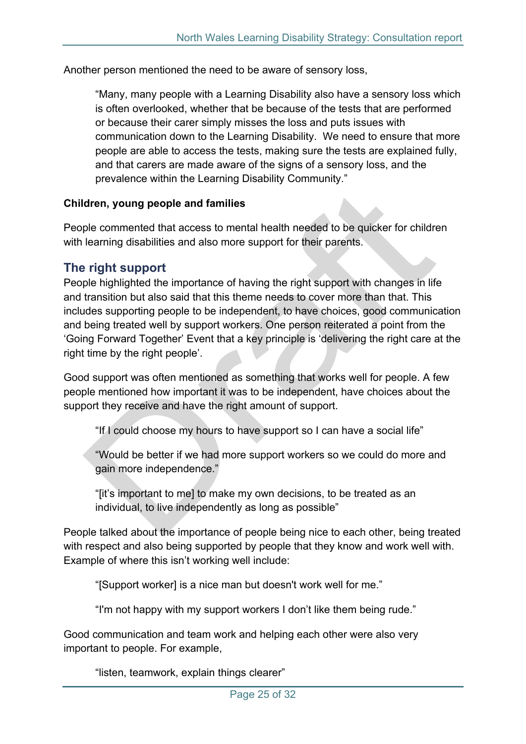Another person mentioned the need to be aware of sensory loss,

> "Many, many people with a Learning Disability also have a sensory loss which is often overlooked, whether that be because of the tests that are performed or because their carer simply misses the loss and puts issues with communication down to the Learning Disability. We need to ensure that more people are able to access the tests, making sure the tests are explained fully, and that carers are made aware of the signs of a sensory loss, and the prevalence within the Learning Disability Community."

**Children, young people and families**

People commented that access to mental health needed to be quicker for children with learning disabilities and also more support for their parents.

## The right support

People highlighted the importance of having the right support with changes in life and transition but also said that this theme needs to cover more than that. This includes supporting people to be independent, to have choices, good communication and being treated well by support workers. One person reiterated a point from the 'Going Forward Together' Event that a key principle is 'delivering the right care at the right time by the right people'.

Good support was often mentioned as something that works well for people. A few people mentioned how important it was to be independent, have choices about the support they receive and have the right amount of support.

> "If I could choose my hours to have support so I can have a social life"

> "Would be better if we had more support workers so we could do more and gain more independence."

> "[it's important to me] to make my own decisions, to be treated as an individual, to live independently as long as possible"

People talked about the importance of people being nice to each other, being treated with respect and also being supported by people that they know and work well with. Example of where this isn't working well include:

> "[Support worker] is a nice man but doesn't work well for me."

> "I'm not happy with my support workers I don't like them being rude."

Good communication and team work and helping each other were also very important to people. For example,

> "listen, teamwork, explain things clearer"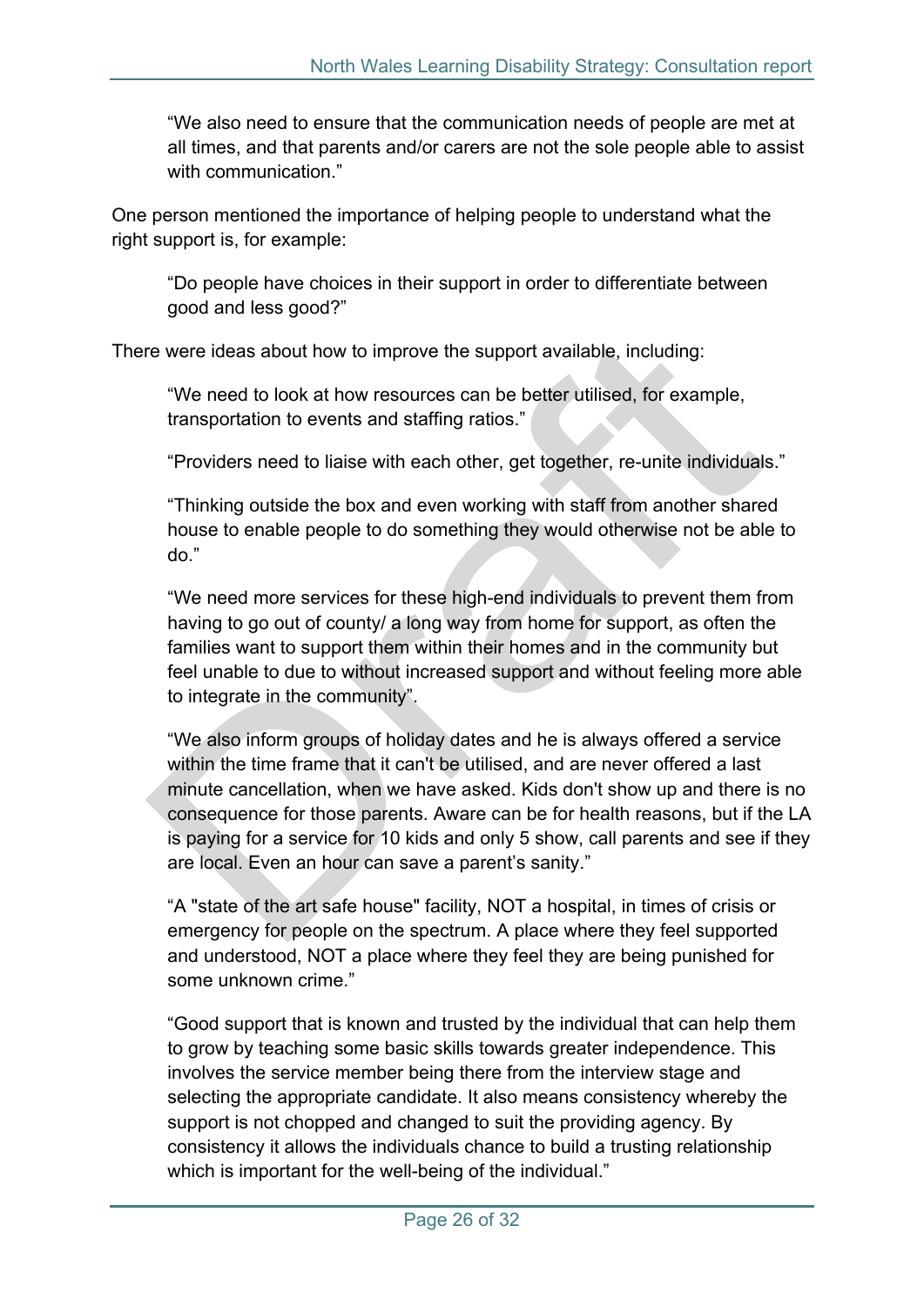> "We also need to ensure that the communication needs of people are met at all times, and that parents and/or carers are not the sole people able to assist with communication."

One person mentioned the importance of helping people to understand what the right support is, for example:

> "Do people have choices in their support in order to differentiate between good and less good?"

There were ideas about how to improve the support available, including:

> "We need to look at how resources can be better utilised, for example, transportation to events and staffing ratios."

> "Providers need to liaise with each other, get together, re-unite individuals."

> "Thinking outside the box and even working with staff from another shared house to enable people to do something they would otherwise not be able to do."

> "We need more services for these high-end individuals to prevent them from having to go out of county/ a long way from home for support, as often the families want to support them within their homes and in the community but feel unable to due to without increased support and without feeling more able to integrate in the community".

> "We also inform groups of holiday dates and he is always offered a service within the time frame that it can't be utilised, and are never offered a last minute cancellation, when we have asked. Kids don't show up and there is no consequence for those parents. Aware can be for health reasons, but if the LA is paying for a service for 10 kids and only 5 show, call parents and see if they are local. Even an hour can save a parent's sanity."

> "A "state of the art safe house" facility, NOT a hospital, in times of crisis or emergency for people on the spectrum. A place where they feel supported and understood, NOT a place where they feel they are being punished for some unknown crime."

> "Good support that is known and trusted by the individual that can help them to grow by teaching some basic skills towards greater independence. This involves the service member being there from the interview stage and selecting the appropriate candidate. It also means consistency whereby the support is not chopped and changed to suit the providing agency. By consistency it allows the individuals chance to build a trusting relationship which is important for the well-being of the individual."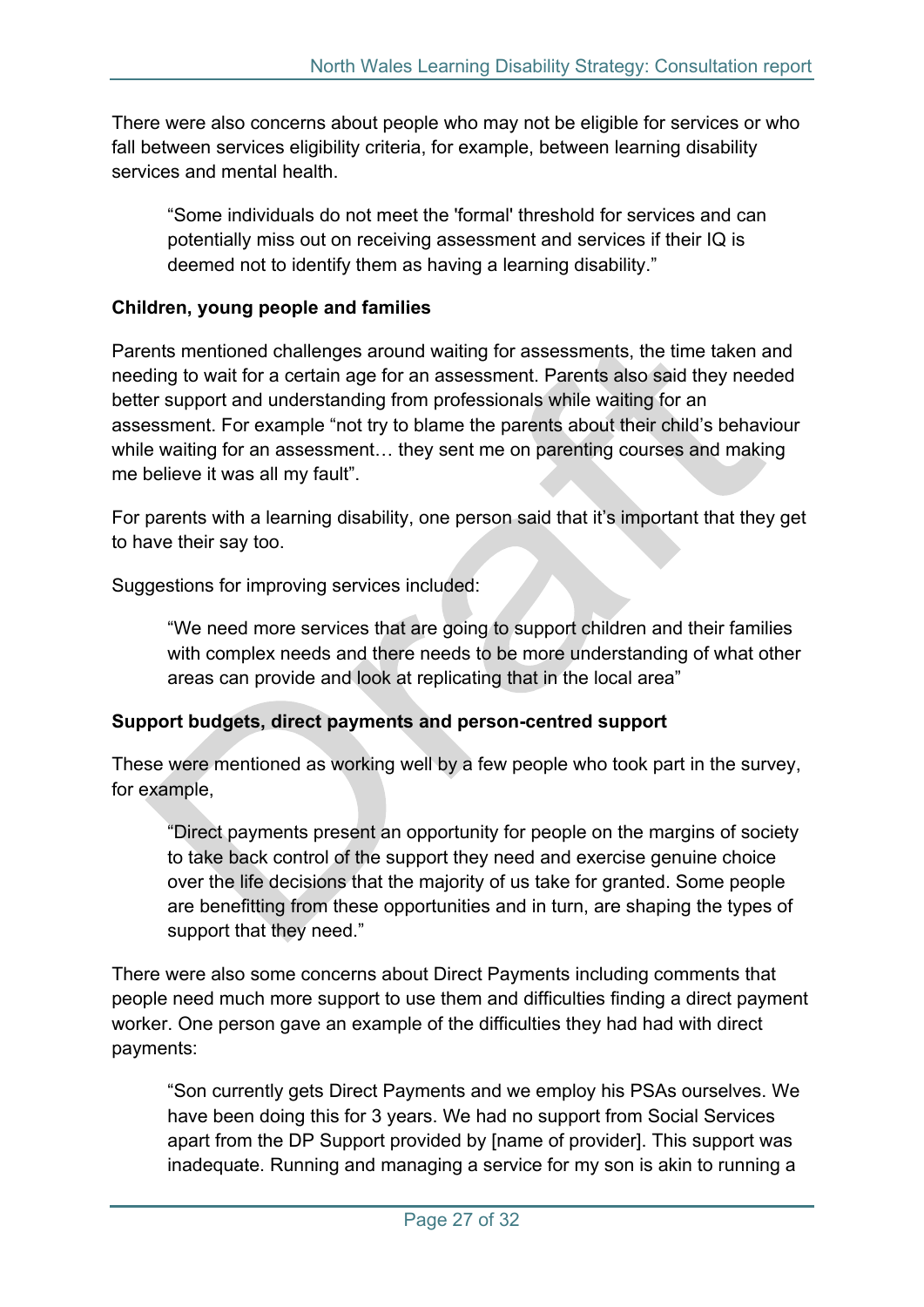There were also concerns about people who may not be eligible for services or who fall between services eligibility criteria, for example, between learning disability services and mental health.

> "Some individuals do not meet the 'formal' threshold for services and can potentially miss out on receiving assessment and services if their IQ is deemed not to identify them as having a learning disability."

**Children, young people and families**

Parents mentioned challenges around waiting for assessments, the time taken and needing to wait for a certain age for an assessment. Parents also said they needed better support and understanding from professionals while waiting for an assessment. For example "not try to blame the parents about their child's behaviour while waiting for an assessment… they sent me on parenting courses and making me believe it was all my fault".

For parents with a learning disability, one person said that it's important that they get to have their say too.

Suggestions for improving services included:

> "We need more services that are going to support children and their families with complex needs and there needs to be more understanding of what other areas can provide and look at replicating that in the local area"

**Support budgets, direct payments and person-centred support**

These were mentioned as working well by a few people who took part in the survey, for example,

> "Direct payments present an opportunity for people on the margins of society to take back control of the support they need and exercise genuine choice over the life decisions that the majority of us take for granted. Some people are benefitting from these opportunities and in turn, are shaping the types of support that they need."

There were also some concerns about Direct Payments including comments that people need much more support to use them and difficulties finding a direct payment worker. One person gave an example of the difficulties they had had with direct payments:

> "Son currently gets Direct Payments and we employ his PSAs ourselves. We have been doing this for 3 years. We had no support from Social Services apart from the DP Support provided by [name of provider]. This support was inadequate. Running and managing a service for my son is akin to running a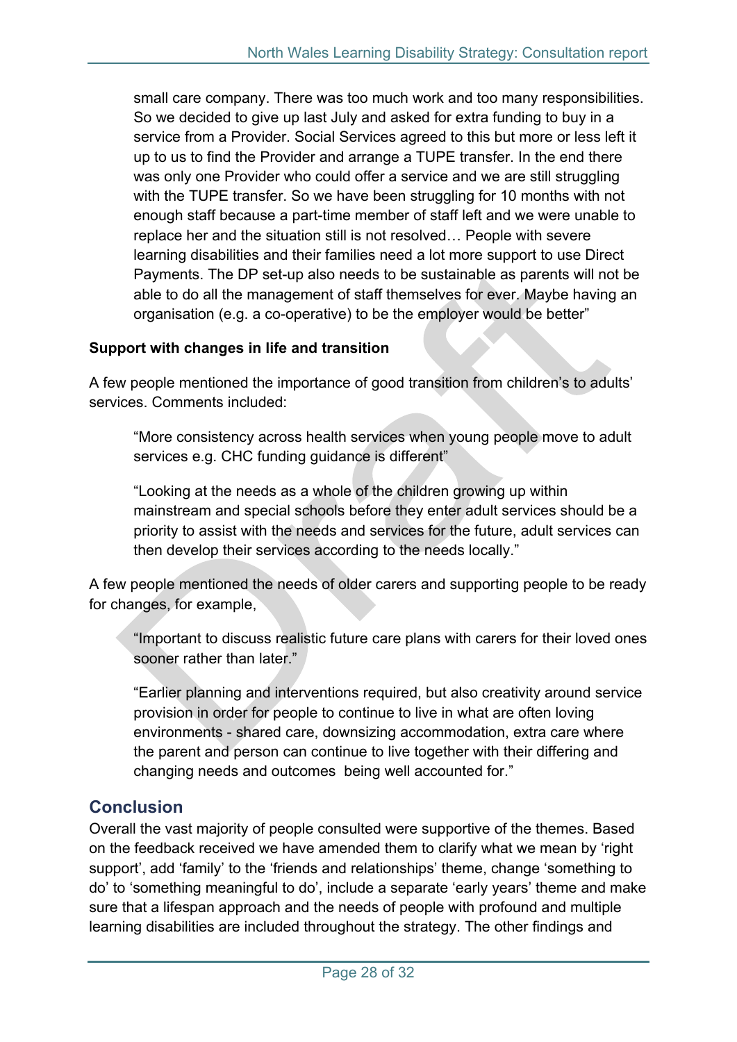> small care company. There was too much work and too many responsibilities. So we decided to give up last July and asked for extra funding to buy in a service from a Provider. Social Services agreed to this but more or less left it up to us to find the Provider and arrange a TUPE transfer. In the end there was only one Provider who could offer a service and we are still struggling with the TUPE transfer. So we have been struggling for 10 months with not enough staff because a part-time member of staff left and we were unable to replace her and the situation still is not resolved… People with severe learning disabilities and their families need a lot more support to use Direct Payments. The DP set-up also needs to be sustainable as parents will not be able to do all the management of staff themselves for ever. Maybe having an organisation (e.g. a co-operative) to be the employer would be better"

**Support with changes in life and transition**

A few people mentioned the importance of good transition from children's to adults' services. Comments included:

> "More consistency across health services when young people move to adult services e.g. CHC funding guidance is different"

> "Looking at the needs as a whole of the children growing up within mainstream and special schools before they enter adult services should be a priority to assist with the needs and services for the future, adult services can then develop their services according to the needs locally."

A few people mentioned the needs of older carers and supporting people to be ready for changes, for example,

> "Important to discuss realistic future care plans with carers for their loved ones sooner rather than later."

> "Earlier planning and interventions required, but also creativity around service provision in order for people to continue to live in what are often loving environments - shared care, downsizing accommodation, extra care where the parent and person can continue to live together with their differing and changing needs and outcomes being well accounted for."

## Conclusion

Overall the vast majority of people consulted were supportive of the themes. Based on the feedback received we have amended them to clarify what we mean by 'right support', add 'family' to the 'friends and relationships' theme, change 'something to do' to 'something meaningful to do', include a separate 'early years' theme and make sure that a lifespan approach and the needs of people with profound and multiple learning disabilities are included throughout the strategy. The other findings and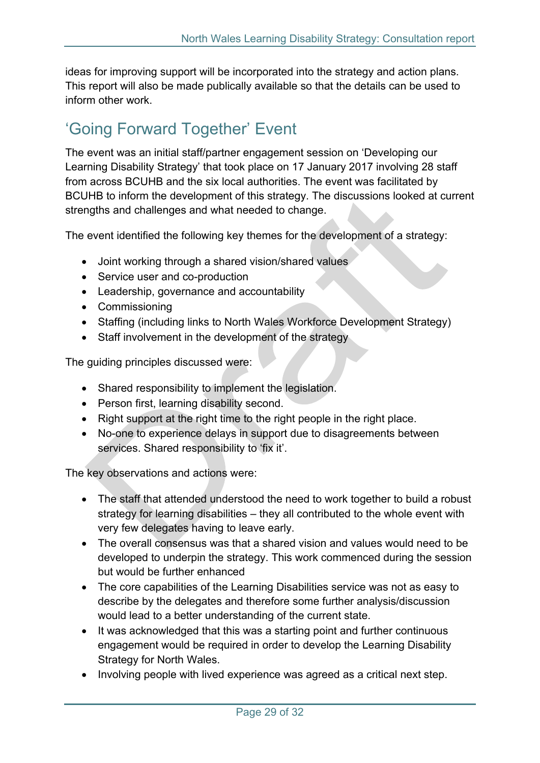ideas for improving support will be incorporated into the strategy and action plans. This report will also be made publically available so that the details can be used to inform other work.

## 'Going Forward Together' Event

The event was an initial staff/partner engagement session on 'Developing our Learning Disability Strategy' that took place on 17 January 2017 involving 28 staff from across BCUHB and the six local authorities. The event was facilitated by BCUHB to inform the development of this strategy. The discussions looked at current strengths and challenges and what needed to change.

The event identified the following key themes for the development of a strategy:

- Joint working through a shared vision/shared values
- Service user and co-production
- Leadership, governance and accountability
- Commissioning
- Staffing (including links to North Wales Workforce Development Strategy)
- Staff involvement in the development of the strategy

The guiding principles discussed were:

- Shared responsibility to implement the legislation.
- Person first, learning disability second.
- Right support at the right time to the right people in the right place.
- No-one to experience delays in support due to disagreements between services. Shared responsibility to 'fix it'.

The key observations and actions were:

- The staff that attended understood the need to work together to build a robust strategy for learning disabilities – they all contributed to the whole event with very few delegates having to leave early.
- The overall consensus was that a shared vision and values would need to be developed to underpin the strategy. This work commenced during the session but would be further enhanced
- The core capabilities of the Learning Disabilities service was not as easy to describe by the delegates and therefore some further analysis/discussion would lead to a better understanding of the current state.
- It was acknowledged that this was a starting point and further continuous engagement would be required in order to develop the Learning Disability Strategy for North Wales.
- Involving people with lived experience was agreed as a critical next step.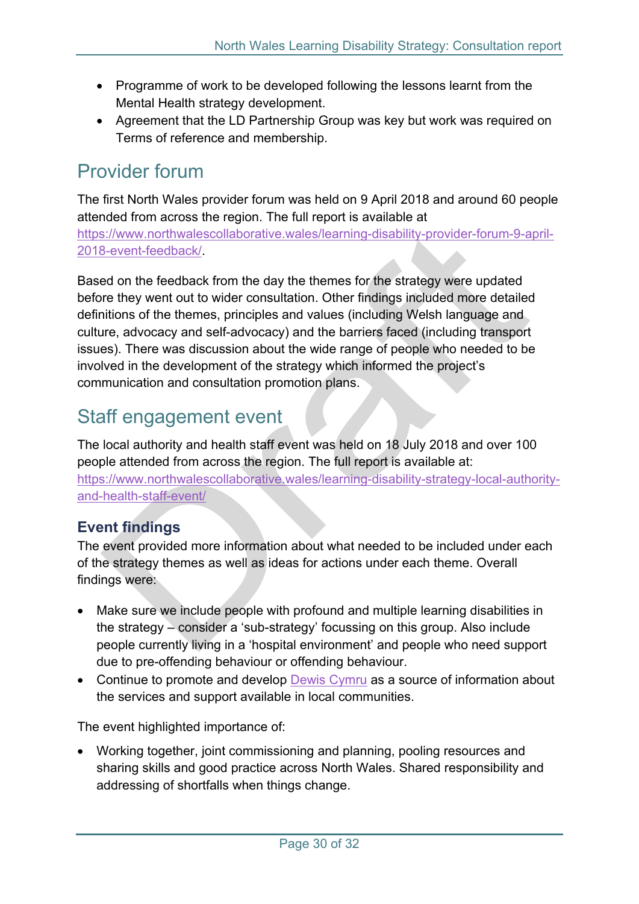- Programme of work to be developed following the lessons learnt from the Mental Health strategy development.
- Agreement that the LD Partnership Group was key but work was required on Terms of reference and membership.

## Provider forum

The first North Wales provider forum was held on 9 April 2018 and around 60 people attended from across the region. The full report is available at [https://www.northwalescollaborative.wales/learning-disability-provider-forum-9-april-2018-event-feedback/](https://www.northwalescollaborative.wales/learning-disability-provider-forum-9-april-2018-event-feedback/).

Based on the feedback from the day the themes for the strategy were updated before they went out to wider consultation. Other findings included more detailed definitions of the themes, principles and values (including Welsh language and culture, advocacy and self-advocacy) and the barriers faced (including transport issues). There was discussion about the wide range of people who needed to be involved in the development of the strategy which informed the project's communication and consultation promotion plans.

## Staff engagement event

The local authority and health staff event was held on 18 July 2018 and over 100 people attended from across the region. The full report is available at: [https://www.northwalescollaborative.wales/learning-disability-strategy-local-authority-and-health-staff-event/](https://www.northwalescollaborative.wales/learning-disability-strategy-local-authority-and-health-staff-event/)

### Event findings

The event provided more information about what needed to be included under each of the strategy themes as well as ideas for actions under each theme. Overall findings were:

- Make sure we include people with profound and multiple learning disabilities in the strategy – consider a 'sub-strategy' focussing on this group. Also include people currently living in a 'hospital environment' and people who need support due to pre-offending behaviour or offending behaviour.
- Continue to promote and develop Dewis Cymru as a source of information about the services and support available in local communities.

The event highlighted importance of:

- Working together, joint commissioning and planning, pooling resources and sharing skills and good practice across North Wales. Shared responsibility and addressing of shortfalls when things change.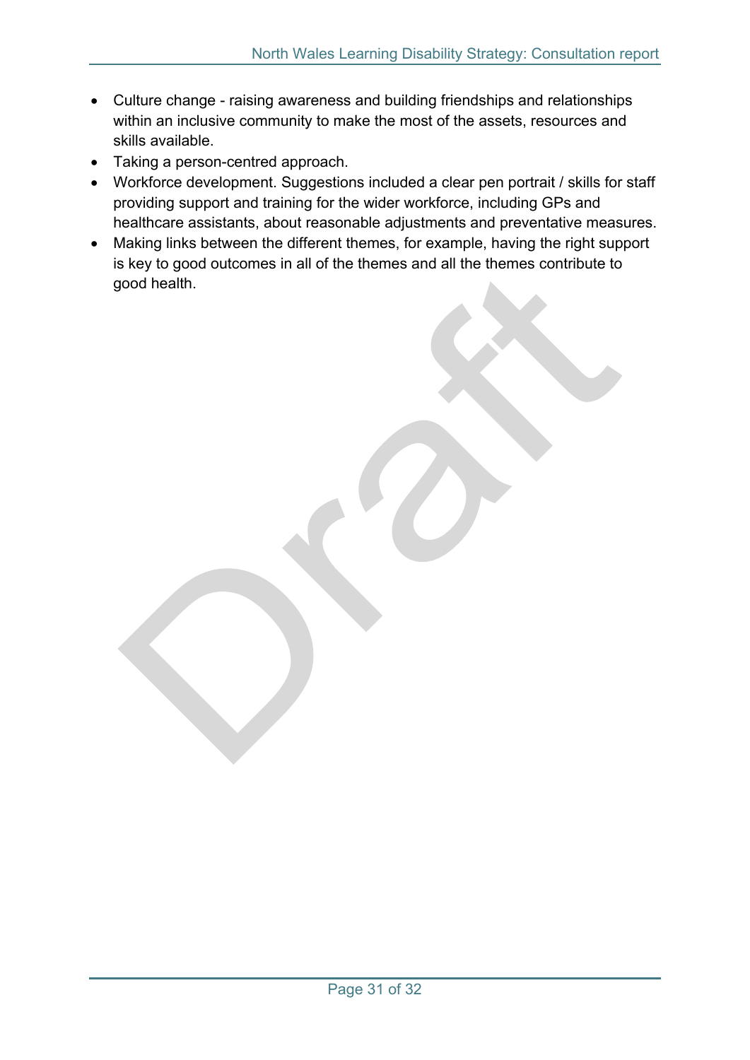- Culture change - raising awareness and building friendships and relationships within an inclusive community to make the most of the assets, resources and skills available.
- Taking a person-centred approach.
- Workforce development. Suggestions included a clear pen portrait / skills for staff providing support and training for the wider workforce, including GPs and healthcare assistants, about reasonable adjustments and preventative measures.
- Making links between the different themes, for example, having the right support is key to good outcomes in all of the themes and all the themes contribute to good health.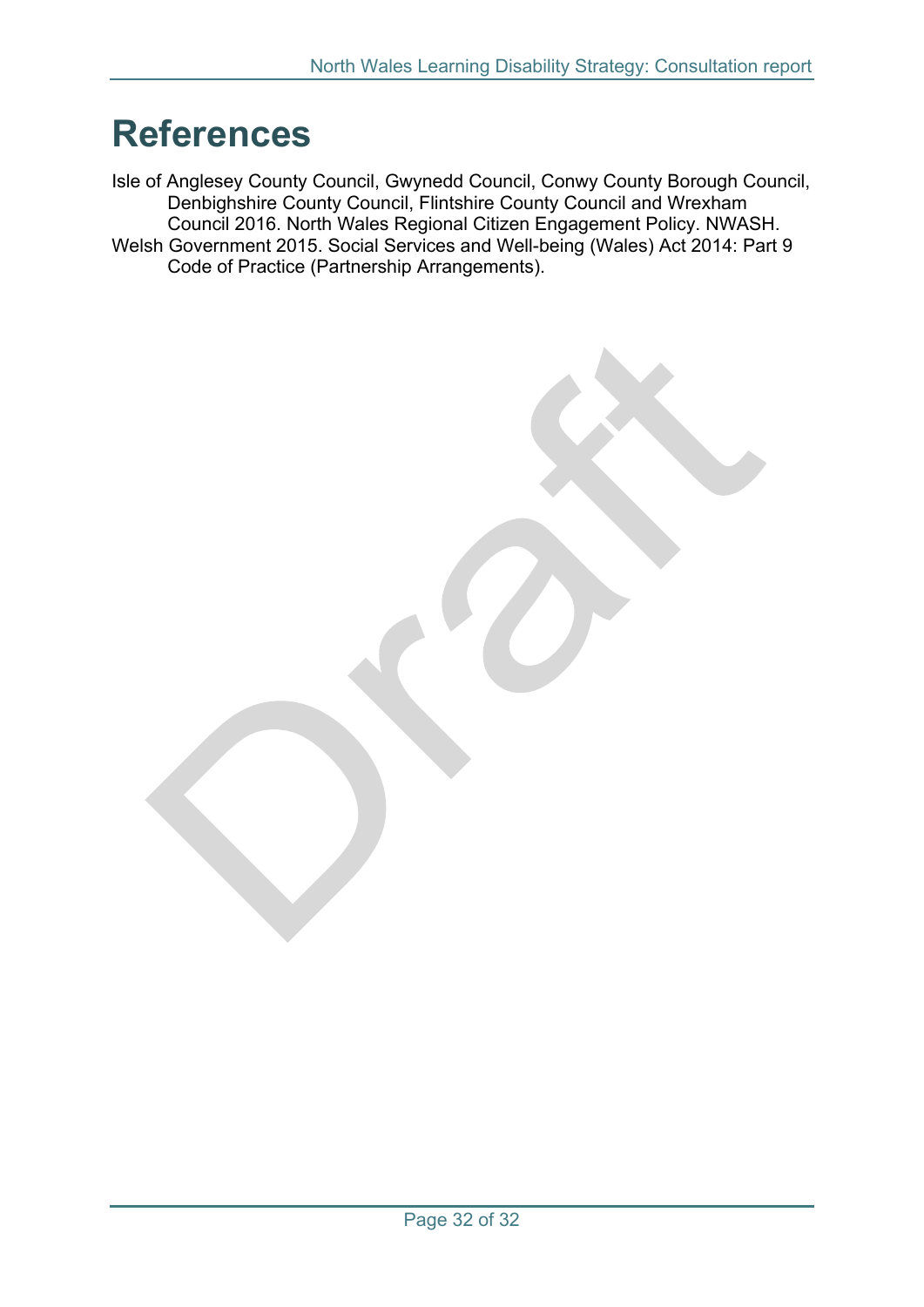# References

Isle of Anglesey County Council, Gwynedd Council, Conwy County Borough Council, Denbighshire County Council, Flintshire County Council and Wrexham Council 2016. North Wales Regional Citizen Engagement Policy. NWASH.

Welsh Government 2015. Social Services and Well-being (Wales) Act 2014: Part 9 Code of Practice (Partnership Arrangements).